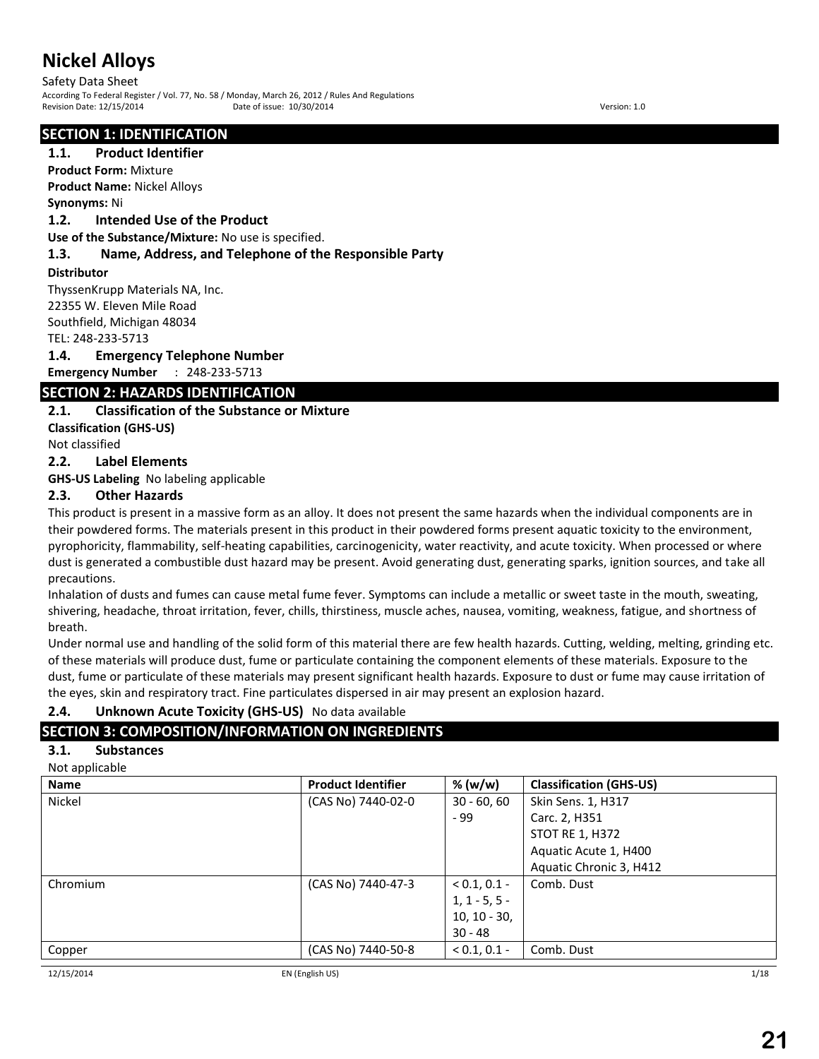# Nickel Alloys

Safety Data Sheet

According To Federal Register / Vol. 77, No. 58 / Monday, March 26, 2012 / Rules And Regulations

Revision Date: 12/15/2014 Date of issue: 10/30/2014 Version: 1.0

## SECTION 1: IDENTIFICATION

### 1.1. Product Identifier

**Product Form:** Mixture

**Product Name:** Nickel Alloys

**Synonyms:** Ni

### 1.2. Intended Use of the Product

**Use of the Substance/Mixture:** No use is specified.

### 1.3. Name, Address, and Telephone of the Responsible Party

**Distributor**

ThyssenKrupp Materials NA, Inc.
22355 W. Eleven Mile Road
Southfield, Michigan 48034
TEL: 248-233-5713

### 1.4. Emergency Telephone Number

**Emergency Number** : 248-233-5713

## SECTION 2: HAZARDS IDENTIFICATION

### 2.1. Classification of the Substance or Mixture

**Classification (GHS-US)**

Not classified

### 2.2. Label Elements

**GHS-US Labeling** No labeling applicable

### 2.3. Other Hazards

This product is present in a massive form as an alloy. It does not present the same hazards when the individual components are in their powdered forms. The materials present in this product in their powdered forms present aquatic toxicity to the environment, pyrophoricity, flammability, self-heating capabilities, carcinogenicity, water reactivity, and acute toxicity. When processed or where dust is generated a combustible dust hazard may be present. Avoid generating dust, generating sparks, ignition sources, and take all precautions.

Inhalation of dusts and fumes can cause metal fume fever. Symptoms can include a metallic or sweet taste in the mouth, sweating, shivering, headache, throat irritation, fever, chills, thirstiness, muscle aches, nausea, vomiting, weakness, fatigue, and shortness of breath.

Under normal use and handling of the solid form of this material there are few health hazards. Cutting, welding, melting, grinding etc. of these materials will produce dust, fume or particulate containing the component elements of these materials. Exposure to the dust, fume or particulate of these materials may present significant health hazards. Exposure to dust or fume may cause irritation of the eyes, skin and respiratory tract. Fine particulates dispersed in air may present an explosion hazard.

### 2.4. Unknown Acute Toxicity (GHS-US) No data available

## SECTION 3: COMPOSITION/INFORMATION ON INGREDIENTS

### 3.1. Substances

Not applicable

| Name | Product Identifier | % (w/w) | Classification (GHS-US) |
|---|---|---|---|
| Nickel | (CAS No) 7440-02-0 | 30 - 60, 60 - 99 | Skin Sens. 1, H317<br>Carc. 2, H351<br>STOT RE 1, H372<br>Aquatic Acute 1, H400<br>Aquatic Chronic 3, H412 |
| Chromium | (CAS No) 7440-47-3 | < 0.1, 0.1 - 1, 1 - 5, 5 - 10, 10 - 30, 30 - 48 | Comb. Dust |
| Copper | (CAS No) 7440-50-8 | < 0.1, 0.1 - | Comb. Dust |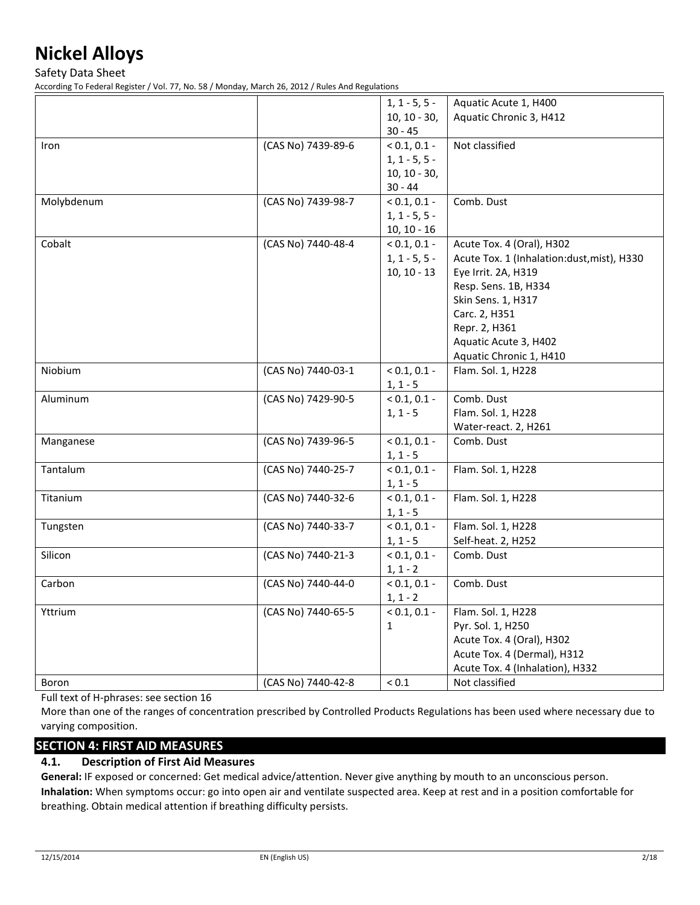| | | | |
|---|---|---|---|
| | | 1, 1 - 5, 5 - 10, 10 - 30, 30 - 45 | Aquatic Acute 1, H400<br>Aquatic Chronic 3, H412 |
| Iron | (CAS No) 7439-89-6 | < 0.1, 0.1 - 1, 1 - 5, 5 - 10, 10 - 30, 30 - 44 | Not classified |
| Molybdenum | (CAS No) 7439-98-7 | < 0.1, 0.1 - 1, 1 - 5, 5 - 10, 10 - 16 | Comb. Dust |
| Cobalt | (CAS No) 7440-48-4 | < 0.1, 0.1 - 1, 1 - 5, 5 - 10, 10 - 13 | Acute Tox. 4 (Oral), H302<br>Acute Tox. 1 (Inhalation:dust,mist), H330<br>Eye Irrit. 2A, H319<br>Resp. Sens. 1B, H334<br>Skin Sens. 1, H317<br>Carc. 2, H351<br>Repr. 2, H361<br>Aquatic Acute 3, H402<br>Aquatic Chronic 1, H410 |
| Niobium | (CAS No) 7440-03-1 | < 0.1, 0.1 - 1, 1 - 5 | Flam. Sol. 1, H228 |
| Aluminum | (CAS No) 7429-90-5 | < 0.1, 0.1 - 1, 1 - 5 | Comb. Dust<br>Flam. Sol. 1, H228<br>Water-react. 2, H261 |
| Manganese | (CAS No) 7439-96-5 | < 0.1, 0.1 - 1, 1 - 5 | Comb. Dust |
| Tantalum | (CAS No) 7440-25-7 | < 0.1, 0.1 - 1, 1 - 5 | Flam. Sol. 1, H228 |
| Titanium | (CAS No) 7440-32-6 | < 0.1, 0.1 - 1, 1 - 5 | Flam. Sol. 1, H228 |
| Tungsten | (CAS No) 7440-33-7 | < 0.1, 0.1 - 1, 1 - 5 | Flam. Sol. 1, H228<br>Self-heat. 2, H252 |
| Silicon | (CAS No) 7440-21-3 | < 0.1, 0.1 - 1, 1 - 2 | Comb. Dust |
| Carbon | (CAS No) 7440-44-0 | < 0.1, 0.1 - 1, 1 - 2 | Comb. Dust |
| Yttrium | (CAS No) 7440-65-5 | < 0.1, 0.1 - 1 | Flam. Sol. 1, H228<br>Pyr. Sol. 1, H250<br>Acute Tox. 4 (Oral), H302<br>Acute Tox. 4 (Dermal), H312<br>Acute Tox. 4 (Inhalation), H332 |
| Boron | (CAS No) 7440-42-8 | < 0.1 | Not classified |

Full text of H-phrases: see section 16

More than one of the ranges of concentration prescribed by Controlled Products Regulations has been used where necessary due to varying composition.

## SECTION 4: FIRST AID MEASURES

### 4.1. Description of First Aid Measures

**General:** IF exposed or concerned: Get medical advice/attention. Never give anything by mouth to an unconscious person.

**Inhalation:** When symptoms occur: go into open air and ventilate suspected area. Keep at rest and in a position comfortable for breathing. Obtain medical attention if breathing difficulty persists.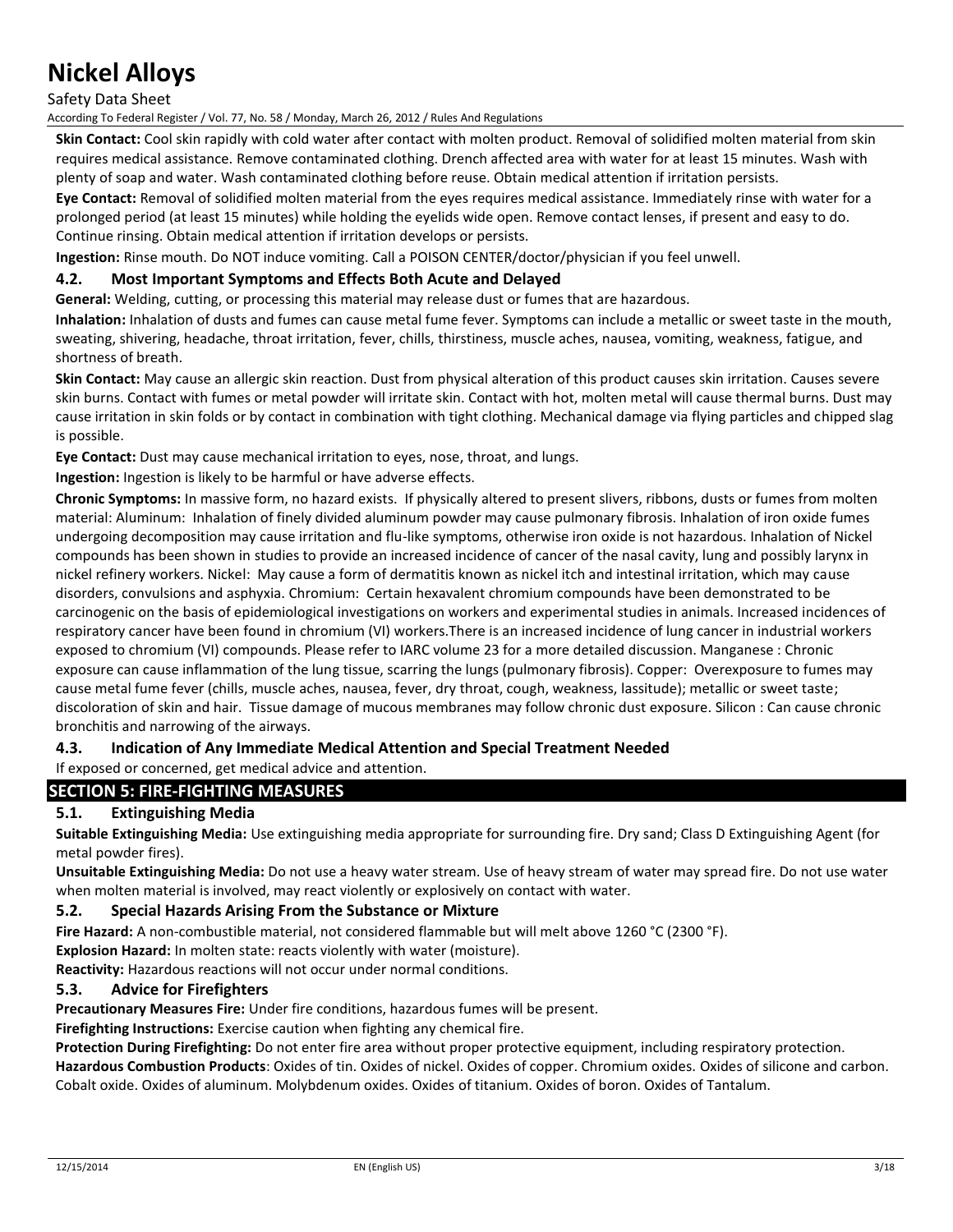**Skin Contact:** Cool skin rapidly with cold water after contact with molten product. Removal of solidified molten material from skin requires medical assistance. Remove contaminated clothing. Drench affected area with water for at least 15 minutes. Wash with plenty of soap and water. Wash contaminated clothing before reuse. Obtain medical attention if irritation persists.

**Eye Contact:** Removal of solidified molten material from the eyes requires medical assistance. Immediately rinse with water for a prolonged period (at least 15 minutes) while holding the eyelids wide open. Remove contact lenses, if present and easy to do. Continue rinsing. Obtain medical attention if irritation develops or persists.

**Ingestion:** Rinse mouth. Do NOT induce vomiting. Call a POISON CENTER/doctor/physician if you feel unwell.

### 4.2. Most Important Symptoms and Effects Both Acute and Delayed

**General:** Welding, cutting, or processing this material may release dust or fumes that are hazardous.

**Inhalation:** Inhalation of dusts and fumes can cause metal fume fever. Symptoms can include a metallic or sweet taste in the mouth, sweating, shivering, headache, throat irritation, fever, chills, thirstiness, muscle aches, nausea, vomiting, weakness, fatigue, and shortness of breath.

**Skin Contact:** May cause an allergic skin reaction. Dust from physical alteration of this product causes skin irritation. Causes severe skin burns. Contact with fumes or metal powder will irritate skin. Contact with hot, molten metal will cause thermal burns. Dust may cause irritation in skin folds or by contact in combination with tight clothing. Mechanical damage via flying particles and chipped slag is possible.

**Eye Contact:** Dust may cause mechanical irritation to eyes, nose, throat, and lungs.

**Ingestion:** Ingestion is likely to be harmful or have adverse effects.

**Chronic Symptoms:** In massive form, no hazard exists. If physically altered to present slivers, ribbons, dusts or fumes from molten material: Aluminum: Inhalation of finely divided aluminum powder may cause pulmonary fibrosis. Inhalation of iron oxide fumes undergoing decomposition may cause irritation and flu-like symptoms, otherwise iron oxide is not hazardous. Inhalation of Nickel compounds has been shown in studies to provide an increased incidence of cancer of the nasal cavity, lung and possibly larynx in nickel refinery workers. Nickel: May cause a form of dermatitis known as nickel itch and intestinal irritation, which may cause disorders, convulsions and asphyxia. Chromium: Certain hexavalent chromium compounds have been demonstrated to be carcinogenic on the basis of epidemiological investigations on workers and experimental studies in animals. Increased incidences of respiratory cancer have been found in chromium (VI) workers.There is an increased incidence of lung cancer in industrial workers exposed to chromium (VI) compounds. Please refer to IARC volume 23 for a more detailed discussion. Manganese : Chronic exposure can cause inflammation of the lung tissue, scarring the lungs (pulmonary fibrosis). Copper: Overexposure to fumes may cause metal fume fever (chills, muscle aches, nausea, fever, dry throat, cough, weakness, lassitude); metallic or sweet taste; discoloration of skin and hair. Tissue damage of mucous membranes may follow chronic dust exposure. Silicon : Can cause chronic bronchitis and narrowing of the airways.

### 4.3. Indication of Any Immediate Medical Attention and Special Treatment Needed

If exposed or concerned, get medical advice and attention.

## SECTION 5: FIRE-FIGHTING MEASURES

### 5.1. Extinguishing Media

**Suitable Extinguishing Media:** Use extinguishing media appropriate for surrounding fire. Dry sand; Class D Extinguishing Agent (for metal powder fires).

**Unsuitable Extinguishing Media:** Do not use a heavy water stream. Use of heavy stream of water may spread fire. Do not use water when molten material is involved, may react violently or explosively on contact with water.

### 5.2. Special Hazards Arising From the Substance or Mixture

**Fire Hazard:** A non-combustible material, not considered flammable but will melt above 1260 °C (2300 °F).

**Explosion Hazard:** In molten state: reacts violently with water (moisture).

**Reactivity:** Hazardous reactions will not occur under normal conditions.

### 5.3. Advice for Firefighters

**Precautionary Measures Fire:** Under fire conditions, hazardous fumes will be present.

**Firefighting Instructions:** Exercise caution when fighting any chemical fire.

**Protection During Firefighting:** Do not enter fire area without proper protective equipment, including respiratory protection.

**Hazardous Combustion Products**: Oxides of tin. Oxides of nickel. Oxides of copper. Chromium oxides. Oxides of silicone and carbon. Cobalt oxide. Oxides of aluminum. Molybdenum oxides. Oxides of titanium. Oxides of boron. Oxides of Tantalum.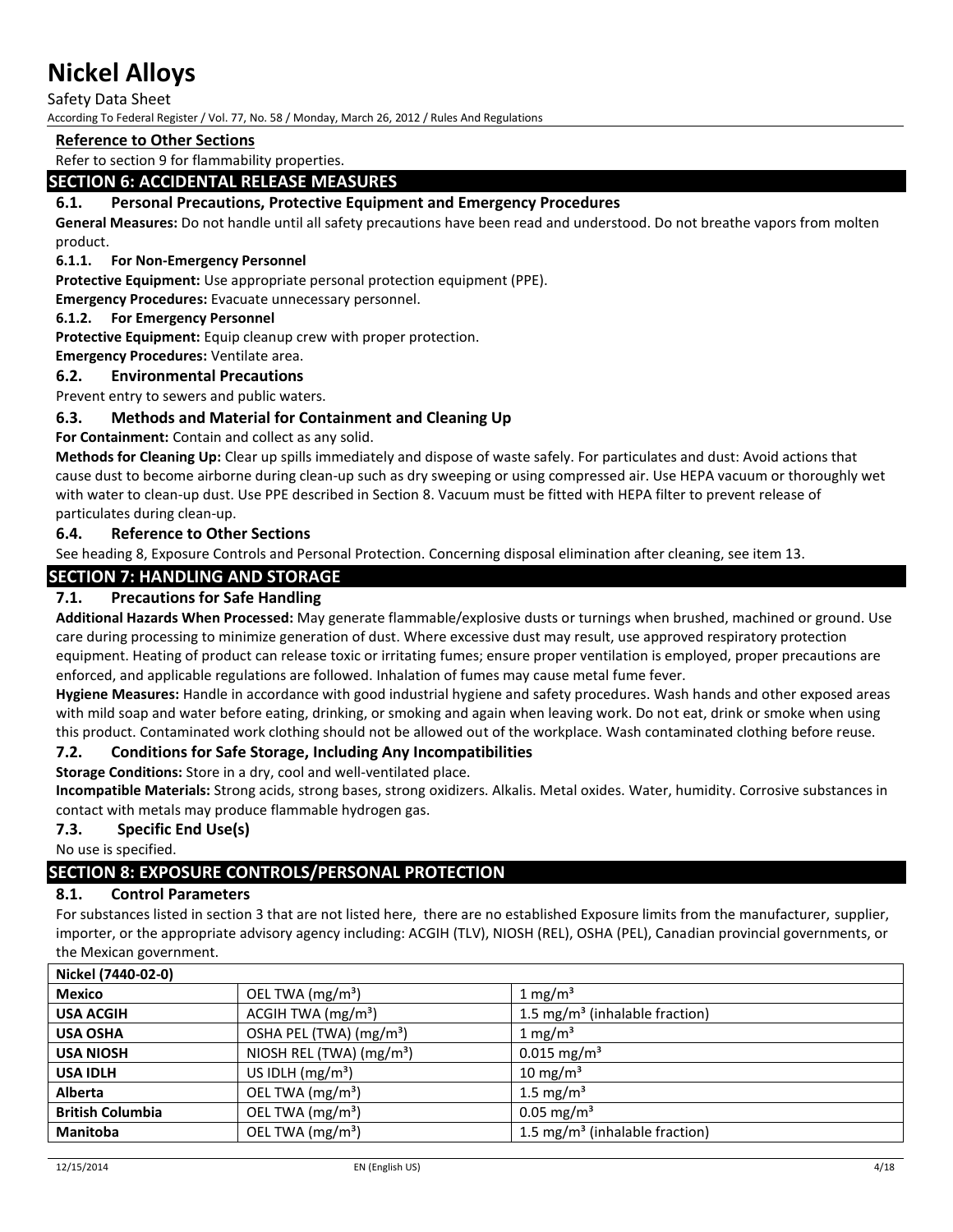### Reference to Other Sections

Refer to section 9 for flammability properties.

## SECTION 6: ACCIDENTAL RELEASE MEASURES

### 6.1. Personal Precautions, Protective Equipment and Emergency Procedures

**General Measures:** Do not handle until all safety precautions have been read and understood. Do not breathe vapors from molten product.

#### 6.1.1. For Non-Emergency Personnel

**Protective Equipment:** Use appropriate personal protection equipment (PPE).

**Emergency Procedures:** Evacuate unnecessary personnel.

#### 6.1.2. For Emergency Personnel

**Protective Equipment:** Equip cleanup crew with proper protection.

**Emergency Procedures:** Ventilate area.

### 6.2. Environmental Precautions

Prevent entry to sewers and public waters.

### 6.3. Methods and Material for Containment and Cleaning Up

**For Containment:** Contain and collect as any solid.

**Methods for Cleaning Up:** Clear up spills immediately and dispose of waste safely. For particulates and dust: Avoid actions that cause dust to become airborne during clean-up such as dry sweeping or using compressed air. Use HEPA vacuum or thoroughly wet with water to clean-up dust. Use PPE described in Section 8. Vacuum must be fitted with HEPA filter to prevent release of particulates during clean-up.

### 6.4. Reference to Other Sections

See heading 8, Exposure Controls and Personal Protection. Concerning disposal elimination after cleaning, see item 13.

## SECTION 7: HANDLING AND STORAGE

### 7.1. Precautions for Safe Handling

**Additional Hazards When Processed:** May generate flammable/explosive dusts or turnings when brushed, machined or ground. Use care during processing to minimize generation of dust. Where excessive dust may result, use approved respiratory protection equipment. Heating of product can release toxic or irritating fumes; ensure proper ventilation is employed, proper precautions are enforced, and applicable regulations are followed. Inhalation of fumes may cause metal fume fever.

**Hygiene Measures:** Handle in accordance with good industrial hygiene and safety procedures. Wash hands and other exposed areas with mild soap and water before eating, drinking, or smoking and again when leaving work. Do not eat, drink or smoke when using this product. Contaminated work clothing should not be allowed out of the workplace. Wash contaminated clothing before reuse.

### 7.2. Conditions for Safe Storage, Including Any Incompatibilities

**Storage Conditions:** Store in a dry, cool and well-ventilated place.

**Incompatible Materials:** Strong acids, strong bases, strong oxidizers. Alkalis. Metal oxides. Water, humidity. Corrosive substances in contact with metals may produce flammable hydrogen gas.

### 7.3. Specific End Use(s)

No use is specified.

## SECTION 8: EXPOSURE CONTROLS/PERSONAL PROTECTION

### 8.1. Control Parameters

For substances listed in section 3 that are not listed here, there are no established Exposure limits from the manufacturer, supplier, importer, or the appropriate advisory agency including: ACGIH (TLV), NIOSH (REL), OSHA (PEL), Canadian provincial governments, or the Mexican government.

| Nickel (7440-02-0) | | |
|---|---|---|
| **Mexico** | OEL TWA (mg/m³) | 1 mg/m³ |
| **USA ACGIH** | ACGIH TWA (mg/m³) | 1.5 mg/m³ (inhalable fraction) |
| **USA OSHA** | OSHA PEL (TWA) (mg/m³) | 1 mg/m³ |
| **USA NIOSH** | NIOSH REL (TWA) (mg/m³) | 0.015 mg/m³ |
| **USA IDLH** | US IDLH (mg/m³) | 10 mg/m³ |
| **Alberta** | OEL TWA (mg/m³) | 1.5 mg/m³ |
| **British Columbia** | OEL TWA (mg/m³) | 0.05 mg/m³ |
| **Manitoba** | OEL TWA (mg/m³) | 1.5 mg/m³ (inhalable fraction) |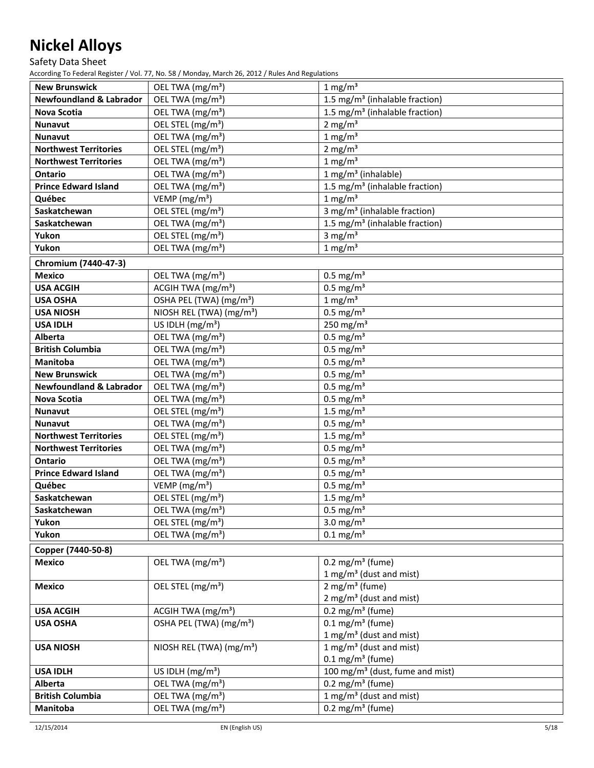| | | |
|---|---|---|
| **New Brunswick** | OEL TWA (mg/m³) | 1 mg/m³ |
| **Newfoundland & Labrador** | OEL TWA (mg/m³) | 1.5 mg/m³ (inhalable fraction) |
| **Nova Scotia** | OEL TWA (mg/m³) | 1.5 mg/m³ (inhalable fraction) |
| **Nunavut** | OEL STEL (mg/m³) | 2 mg/m³ |
| **Nunavut** | OEL TWA (mg/m³) | 1 mg/m³ |
| **Northwest Territories** | OEL STEL (mg/m³) | 2 mg/m³ |
| **Northwest Territories** | OEL TWA (mg/m³) | 1 mg/m³ |
| **Ontario** | OEL TWA (mg/m³) | 1 mg/m³ (inhalable) |
| **Prince Edward Island** | OEL TWA (mg/m³) | 1.5 mg/m³ (inhalable fraction) |
| **Québec** | VEMP (mg/m³) | 1 mg/m³ |
| **Saskatchewan** | OEL STEL (mg/m³) | 3 mg/m³ (inhalable fraction) |
| **Saskatchewan** | OEL TWA (mg/m³) | 1.5 mg/m³ (inhalable fraction) |
| **Yukon** | OEL STEL (mg/m³) | 3 mg/m³ |
| **Yukon** | OEL TWA (mg/m³) | 1 mg/m³ |
| **Chromium (7440-47-3)** | | |
| **Mexico** | OEL TWA (mg/m³) | 0.5 mg/m³ |
| **USA ACGIH** | ACGIH TWA (mg/m³) | 0.5 mg/m³ |
| **USA OSHA** | OSHA PEL (TWA) (mg/m³) | 1 mg/m³ |
| **USA NIOSH** | NIOSH REL (TWA) (mg/m³) | 0.5 mg/m³ |
| **USA IDLH** | US IDLH (mg/m³) | 250 mg/m³ |
| **Alberta** | OEL TWA (mg/m³) | 0.5 mg/m³ |
| **British Columbia** | OEL TWA (mg/m³) | 0.5 mg/m³ |
| **Manitoba** | OEL TWA (mg/m³) | 0.5 mg/m³ |
| **New Brunswick** | OEL TWA (mg/m³) | 0.5 mg/m³ |
| **Newfoundland & Labrador** | OEL TWA (mg/m³) | 0.5 mg/m³ |
| **Nova Scotia** | OEL TWA (mg/m³) | 0.5 mg/m³ |
| **Nunavut** | OEL STEL (mg/m³) | 1.5 mg/m³ |
| **Nunavut** | OEL TWA (mg/m³) | 0.5 mg/m³ |
| **Northwest Territories** | OEL STEL (mg/m³) | 1.5 mg/m³ |
| **Northwest Territories** | OEL TWA (mg/m³) | 0.5 mg/m³ |
| **Ontario** | OEL TWA (mg/m³) | 0.5 mg/m³ |
| **Prince Edward Island** | OEL TWA (mg/m³) | 0.5 mg/m³ |
| **Québec** | VEMP (mg/m³) | 0.5 mg/m³ |
| **Saskatchewan** | OEL STEL (mg/m³) | 1.5 mg/m³ |
| **Saskatchewan** | OEL TWA (mg/m³) | 0.5 mg/m³ |
| **Yukon** | OEL STEL (mg/m³) | 3.0 mg/m³ |
| **Yukon** | OEL TWA (mg/m³) | 0.1 mg/m³ |
| **Copper (7440-50-8)** | | |
| **Mexico** | OEL TWA (mg/m³) | 0.2 mg/m³ (fume)<br>1 mg/m³ (dust and mist) |
| **Mexico** | OEL STEL (mg/m³) | 2 mg/m³ (fume)<br>2 mg/m³ (dust and mist) |
| **USA ACGIH** | ACGIH TWA (mg/m³) | 0.2 mg/m³ (fume) |
| **USA OSHA** | OSHA PEL (TWA) (mg/m³) | 0.1 mg/m³ (fume)<br>1 mg/m³ (dust and mist) |
| **USA NIOSH** | NIOSH REL (TWA) (mg/m³) | 1 mg/m³ (dust and mist)<br>0.1 mg/m³ (fume) |
| **USA IDLH** | US IDLH (mg/m³) | 100 mg/m³ (dust, fume and mist) |
| **Alberta** | OEL TWA (mg/m³) | 0.2 mg/m³ (fume) |
| **British Columbia** | OEL TWA (mg/m³) | 1 mg/m³ (dust and mist) |
| **Manitoba** | OEL TWA (mg/m³) | 0.2 mg/m³ (fume) |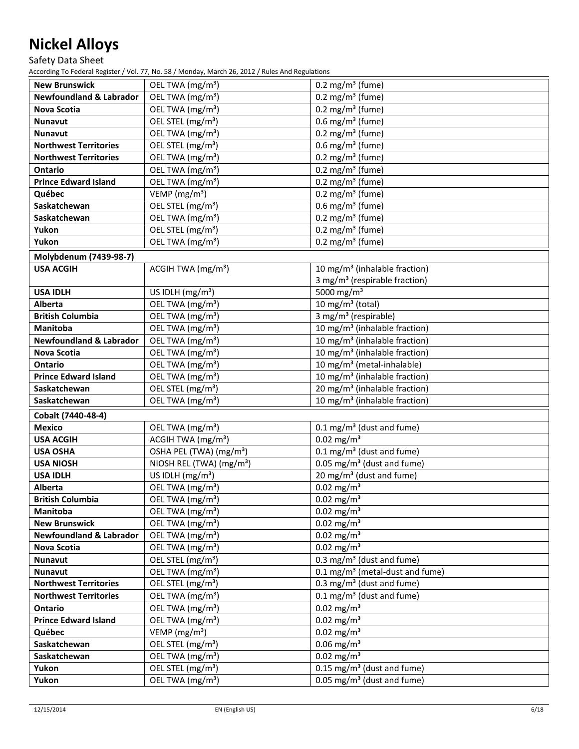| | | |
|---|---|---|
| **New Brunswick** | OEL TWA (mg/m³) | 0.2 mg/m³ (fume) |
| **Newfoundland & Labrador** | OEL TWA (mg/m³) | 0.2 mg/m³ (fume) |
| **Nova Scotia** | OEL TWA (mg/m³) | 0.2 mg/m³ (fume) |
| **Nunavut** | OEL STEL (mg/m³) | 0.6 mg/m³ (fume) |
| **Nunavut** | OEL TWA (mg/m³) | 0.2 mg/m³ (fume) |
| **Northwest Territories** | OEL STEL (mg/m³) | 0.6 mg/m³ (fume) |
| **Northwest Territories** | OEL TWA (mg/m³) | 0.2 mg/m³ (fume) |
| **Ontario** | OEL TWA (mg/m³) | 0.2 mg/m³ (fume) |
| **Prince Edward Island** | OEL TWA (mg/m³) | 0.2 mg/m³ (fume) |
| **Québec** | VEMP (mg/m³) | 0.2 mg/m³ (fume) |
| **Saskatchewan** | OEL STEL (mg/m³) | 0.6 mg/m³ (fume) |
| **Saskatchewan** | OEL TWA (mg/m³) | 0.2 mg/m³ (fume) |
| **Yukon** | OEL STEL (mg/m³) | 0.2 mg/m³ (fume) |
| **Yukon** | OEL TWA (mg/m³) | 0.2 mg/m³ (fume) |
| **Molybdenum (7439-98-7)** | | |
| **USA ACGIH** | ACGIH TWA (mg/m³) | 10 mg/m³ (inhalable fraction)<br>3 mg/m³ (respirable fraction) |
| **USA IDLH** | US IDLH (mg/m³) | 5000 mg/m³ |
| **Alberta** | OEL TWA (mg/m³) | 10 mg/m³ (total) |
| **British Columbia** | OEL TWA (mg/m³) | 3 mg/m³ (respirable) |
| **Manitoba** | OEL TWA (mg/m³) | 10 mg/m³ (inhalable fraction) |
| **Newfoundland & Labrador** | OEL TWA (mg/m³) | 10 mg/m³ (inhalable fraction) |
| **Nova Scotia** | OEL TWA (mg/m³) | 10 mg/m³ (inhalable fraction) |
| **Ontario** | OEL TWA (mg/m³) | 10 mg/m³ (metal-inhalable) |
| **Prince Edward Island** | OEL TWA (mg/m³) | 10 mg/m³ (inhalable fraction) |
| **Saskatchewan** | OEL STEL (mg/m³) | 20 mg/m³ (inhalable fraction) |
| **Saskatchewan** | OEL TWA (mg/m³) | 10 mg/m³ (inhalable fraction) |
| **Cobalt (7440-48-4)** | | |
| **Mexico** | OEL TWA (mg/m³) | 0.1 mg/m³ (dust and fume) |
| **USA ACGIH** | ACGIH TWA (mg/m³) | 0.02 mg/m³ |
| **USA OSHA** | OSHA PEL (TWA) (mg/m³) | 0.1 mg/m³ (dust and fume) |
| **USA NIOSH** | NIOSH REL (TWA) (mg/m³) | 0.05 mg/m³ (dust and fume) |
| **USA IDLH** | US IDLH (mg/m³) | 20 mg/m³ (dust and fume) |
| **Alberta** | OEL TWA (mg/m³) | 0.02 mg/m³ |
| **British Columbia** | OEL TWA (mg/m³) | 0.02 mg/m³ |
| **Manitoba** | OEL TWA (mg/m³) | 0.02 mg/m³ |
| **New Brunswick** | OEL TWA (mg/m³) | 0.02 mg/m³ |
| **Newfoundland & Labrador** | OEL TWA (mg/m³) | 0.02 mg/m³ |
| **Nova Scotia** | OEL TWA (mg/m³) | 0.02 mg/m³ |
| **Nunavut** | OEL STEL (mg/m³) | 0.3 mg/m³ (dust and fume) |
| **Nunavut** | OEL TWA (mg/m³) | 0.1 mg/m³ (metal-dust and fume) |
| **Northwest Territories** | OEL STEL (mg/m³) | 0.3 mg/m³ (dust and fume) |
| **Northwest Territories** | OEL TWA (mg/m³) | 0.1 mg/m³ (dust and fume) |
| **Ontario** | OEL TWA (mg/m³) | 0.02 mg/m³ |
| **Prince Edward Island** | OEL TWA (mg/m³) | 0.02 mg/m³ |
| **Québec** | VEMP (mg/m³) | 0.02 mg/m³ |
| **Saskatchewan** | OEL STEL (mg/m³) | 0.06 mg/m³ |
| **Saskatchewan** | OEL TWA (mg/m³) | 0.02 mg/m³ |
| **Yukon** | OEL STEL (mg/m³) | 0.15 mg/m³ (dust and fume) |
| **Yukon** | OEL TWA (mg/m³) | 0.05 mg/m³ (dust and fume) |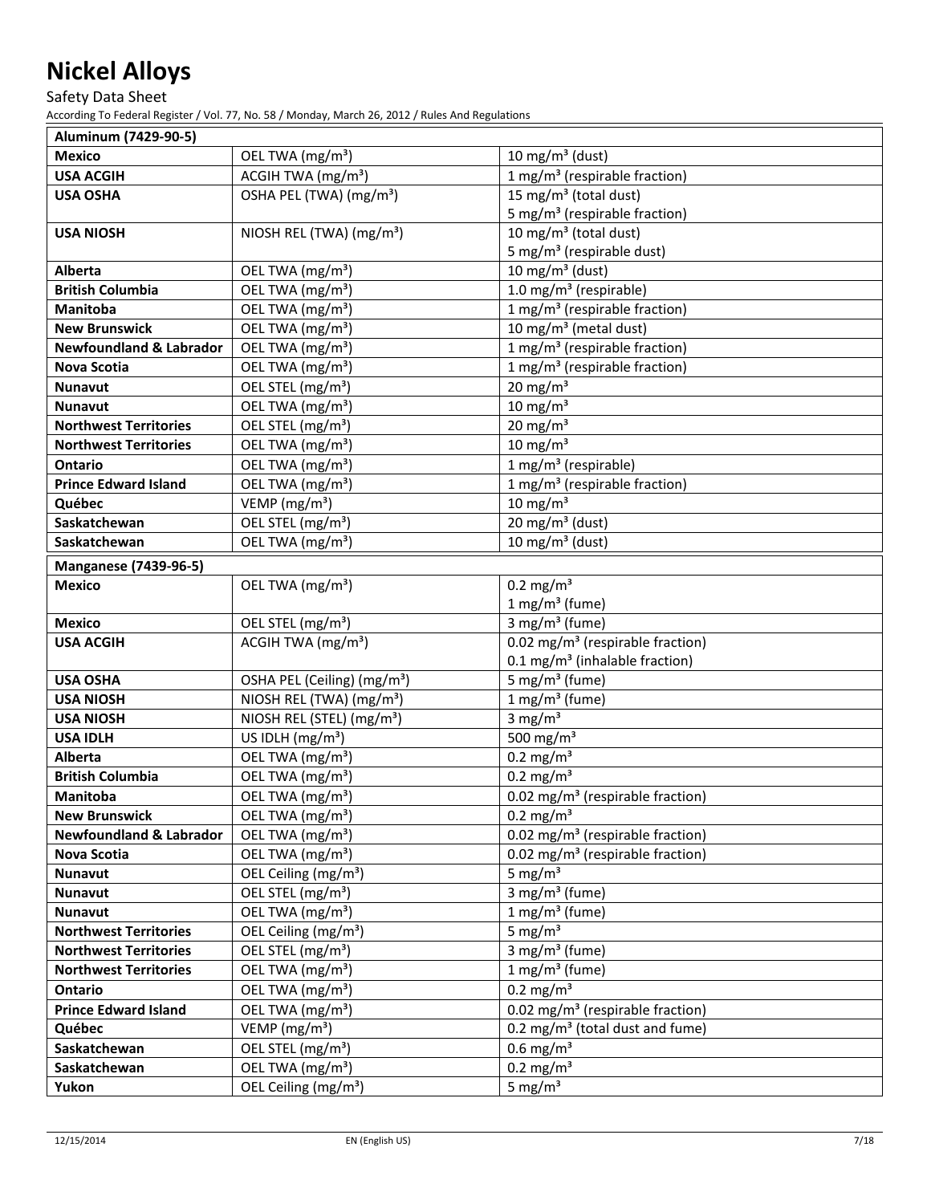# Nickel Alloys

Safety Data Sheet

According To Federal Register / Vol. 77, No. 58 / Monday, March 26, 2012 / Rules And Regulations

| **Aluminum (7429-90-5)** | | |
|---|---|---|
| **Mexico** | OEL TWA (mg/m³) | 10 mg/m³ (dust) |
| **USA ACGIH** | ACGIH TWA (mg/m³) | 1 mg/m³ (respirable fraction) |
| **USA OSHA** | OSHA PEL (TWA) (mg/m³) | 15 mg/m³ (total dust)<br>5 mg/m³ (respirable fraction) |
| **USA NIOSH** | NIOSH REL (TWA) (mg/m³) | 10 mg/m³ (total dust)<br>5 mg/m³ (respirable dust) |
| **Alberta** | OEL TWA (mg/m³) | 10 mg/m³ (dust) |
| **British Columbia** | OEL TWA (mg/m³) | 1.0 mg/m³ (respirable) |
| **Manitoba** | OEL TWA (mg/m³) | 1 mg/m³ (respirable fraction) |
| **New Brunswick** | OEL TWA (mg/m³) | 10 mg/m³ (metal dust) |
| **Newfoundland & Labrador** | OEL TWA (mg/m³) | 1 mg/m³ (respirable fraction) |
| **Nova Scotia** | OEL TWA (mg/m³) | 1 mg/m³ (respirable fraction) |
| **Nunavut** | OEL STEL (mg/m³) | 20 mg/m³ |
| **Nunavut** | OEL TWA (mg/m³) | 10 mg/m³ |
| **Northwest Territories** | OEL STEL (mg/m³) | 20 mg/m³ |
| **Northwest Territories** | OEL TWA (mg/m³) | 10 mg/m³ |
| **Ontario** | OEL TWA (mg/m³) | 1 mg/m³ (respirable) |
| **Prince Edward Island** | OEL TWA (mg/m³) | 1 mg/m³ (respirable fraction) |
| **Québec** | VEMP (mg/m³) | 10 mg/m³ |
| **Saskatchewan** | OEL STEL (mg/m³) | 20 mg/m³ (dust) |
| **Saskatchewan** | OEL TWA (mg/m³) | 10 mg/m³ (dust) |

| **Manganese (7439-96-5)** | | |
|---|---|---|
| **Mexico** | OEL TWA (mg/m³) | 0.2 mg/m³<br>1 mg/m³ (fume) |
| **Mexico** | OEL STEL (mg/m³) | 3 mg/m³ (fume) |
| **USA ACGIH** | ACGIH TWA (mg/m³) | 0.02 mg/m³ (respirable fraction)<br>0.1 mg/m³ (inhalable fraction) |
| **USA OSHA** | OSHA PEL (Ceiling) (mg/m³) | 5 mg/m³ (fume) |
| **USA NIOSH** | NIOSH REL (TWA) (mg/m³) | 1 mg/m³ (fume) |
| **USA NIOSH** | NIOSH REL (STEL) (mg/m³) | 3 mg/m³ |
| **USA IDLH** | US IDLH (mg/m³) | 500 mg/m³ |
| **Alberta** | OEL TWA (mg/m³) | 0.2 mg/m³ |
| **British Columbia** | OEL TWA (mg/m³) | 0.2 mg/m³ |
| **Manitoba** | OEL TWA (mg/m³) | 0.02 mg/m³ (respirable fraction) |
| **New Brunswick** | OEL TWA (mg/m³) | 0.2 mg/m³ |
| **Newfoundland & Labrador** | OEL TWA (mg/m³) | 0.02 mg/m³ (respirable fraction) |
| **Nova Scotia** | OEL TWA (mg/m³) | 0.02 mg/m³ (respirable fraction) |
| **Nunavut** | OEL Ceiling (mg/m³) | 5 mg/m³ |
| **Nunavut** | OEL STEL (mg/m³) | 3 mg/m³ (fume) |
| **Nunavut** | OEL TWA (mg/m³) | 1 mg/m³ (fume) |
| **Northwest Territories** | OEL Ceiling (mg/m³) | 5 mg/m³ |
| **Northwest Territories** | OEL STEL (mg/m³) | 3 mg/m³ (fume) |
| **Northwest Territories** | OEL TWA (mg/m³) | 1 mg/m³ (fume) |
| **Ontario** | OEL TWA (mg/m³) | 0.2 mg/m³ |
| **Prince Edward Island** | OEL TWA (mg/m³) | 0.02 mg/m³ (respirable fraction) |
| **Québec** | VEMP (mg/m³) | 0.2 mg/m³ (total dust and fume) |
| **Saskatchewan** | OEL STEL (mg/m³) | 0.6 mg/m³ |
| **Saskatchewan** | OEL TWA (mg/m³) | 0.2 mg/m³ |
| **Yukon** | OEL Ceiling (mg/m³) | 5 mg/m³ |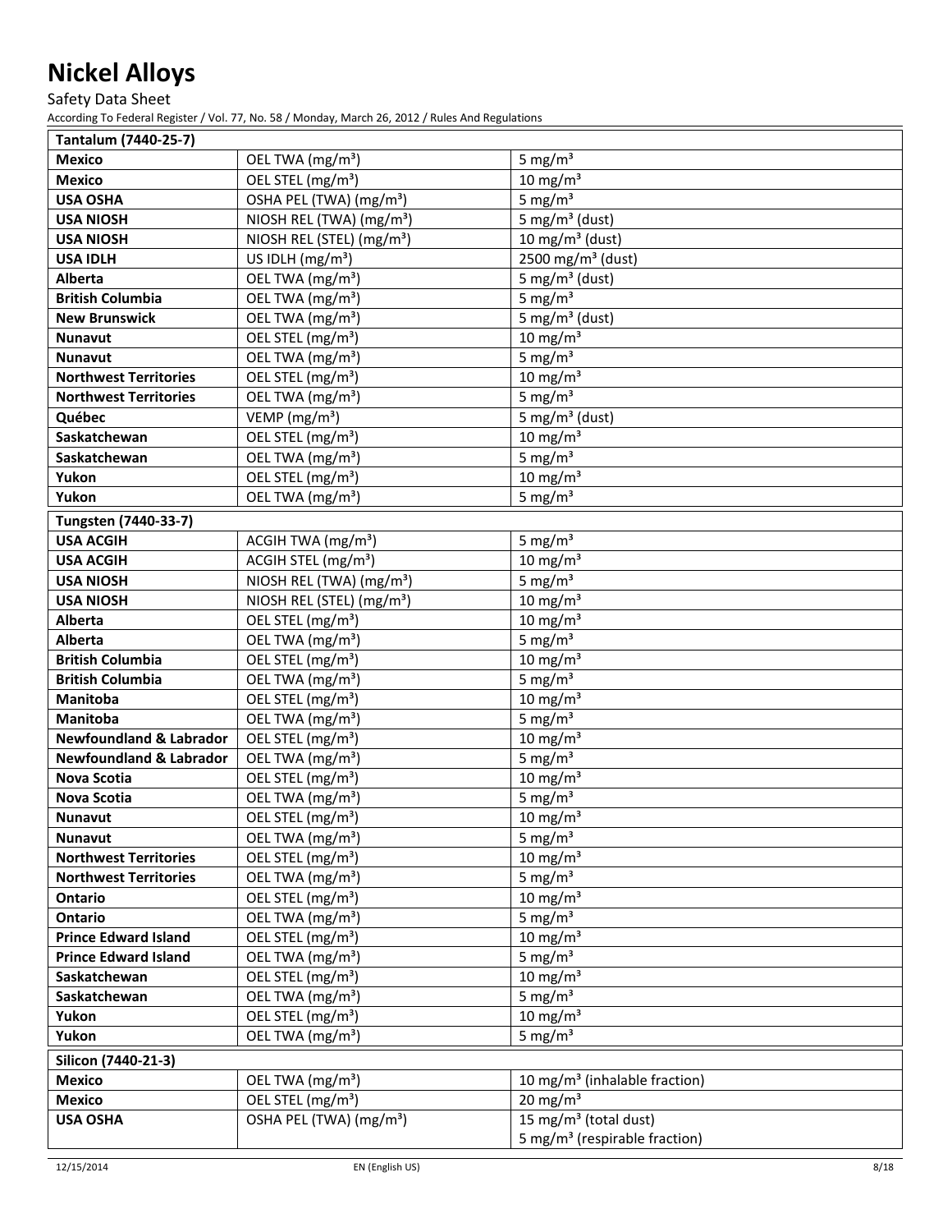# Nickel Alloys

Safety Data Sheet

According To Federal Register / Vol. 77, No. 58 / Monday, March 26, 2012 / Rules And Regulations

| Tantalum (7440-25-7) | | |
|---|---|---|
| **Mexico** | OEL TWA (mg/m³) | 5 mg/m³ |
| **Mexico** | OEL STEL (mg/m³) | 10 mg/m³ |
| **USA OSHA** | OSHA PEL (TWA) (mg/m³) | 5 mg/m³ |
| **USA NIOSH** | NIOSH REL (TWA) (mg/m³) | 5 mg/m³ (dust) |
| **USA NIOSH** | NIOSH REL (STEL) (mg/m³) | 10 mg/m³ (dust) |
| **USA IDLH** | US IDLH (mg/m³) | 2500 mg/m³ (dust) |
| **Alberta** | OEL TWA (mg/m³) | 5 mg/m³ (dust) |
| **British Columbia** | OEL TWA (mg/m³) | 5 mg/m³ |
| **New Brunswick** | OEL TWA (mg/m³) | 5 mg/m³ (dust) |
| **Nunavut** | OEL STEL (mg/m³) | 10 mg/m³ |
| **Nunavut** | OEL TWA (mg/m³) | 5 mg/m³ |
| **Northwest Territories** | OEL STEL (mg/m³) | 10 mg/m³ |
| **Northwest Territories** | OEL TWA (mg/m³) | 5 mg/m³ |
| **Québec** | VEMP (mg/m³) | 5 mg/m³ (dust) |
| **Saskatchewan** | OEL STEL (mg/m³) | 10 mg/m³ |
| **Saskatchewan** | OEL TWA (mg/m³) | 5 mg/m³ |
| **Yukon** | OEL STEL (mg/m³) | 10 mg/m³ |
| **Yukon** | OEL TWA (mg/m³) | 5 mg/m³ |

| Tungsten (7440-33-7) | | |
|---|---|---|
| **USA ACGIH** | ACGIH TWA (mg/m³) | 5 mg/m³ |
| **USA ACGIH** | ACGIH STEL (mg/m³) | 10 mg/m³ |
| **USA NIOSH** | NIOSH REL (TWA) (mg/m³) | 5 mg/m³ |
| **USA NIOSH** | NIOSH REL (STEL) (mg/m³) | 10 mg/m³ |
| **Alberta** | OEL STEL (mg/m³) | 10 mg/m³ |
| **Alberta** | OEL TWA (mg/m³) | 5 mg/m³ |
| **British Columbia** | OEL STEL (mg/m³) | 10 mg/m³ |
| **British Columbia** | OEL TWA (mg/m³) | 5 mg/m³ |
| **Manitoba** | OEL STEL (mg/m³) | 10 mg/m³ |
| **Manitoba** | OEL TWA (mg/m³) | 5 mg/m³ |
| **Newfoundland & Labrador** | OEL STEL (mg/m³) | 10 mg/m³ |
| **Newfoundland & Labrador** | OEL TWA (mg/m³) | 5 mg/m³ |
| **Nova Scotia** | OEL STEL (mg/m³) | 10 mg/m³ |
| **Nova Scotia** | OEL TWA (mg/m³) | 5 mg/m³ |
| **Nunavut** | OEL STEL (mg/m³) | 10 mg/m³ |
| **Nunavut** | OEL TWA (mg/m³) | 5 mg/m³ |
| **Northwest Territories** | OEL STEL (mg/m³) | 10 mg/m³ |
| **Northwest Territories** | OEL TWA (mg/m³) | 5 mg/m³ |
| **Ontario** | OEL STEL (mg/m³) | 10 mg/m³ |
| **Ontario** | OEL TWA (mg/m³) | 5 mg/m³ |
| **Prince Edward Island** | OEL STEL (mg/m³) | 10 mg/m³ |
| **Prince Edward Island** | OEL TWA (mg/m³) | 5 mg/m³ |
| **Saskatchewan** | OEL STEL (mg/m³) | 10 mg/m³ |
| **Saskatchewan** | OEL TWA (mg/m³) | 5 mg/m³ |
| **Yukon** | OEL STEL (mg/m³) | 10 mg/m³ |
| **Yukon** | OEL TWA (mg/m³) | 5 mg/m³ |

| Silicon (7440-21-3) | | |
|---|---|---|
| **Mexico** | OEL TWA (mg/m³) | 10 mg/m³ (inhalable fraction) |
| **Mexico** | OEL STEL (mg/m³) | 20 mg/m³ |
| **USA OSHA** | OSHA PEL (TWA) (mg/m³) | 15 mg/m³ (total dust)<br>5 mg/m³ (respirable fraction) |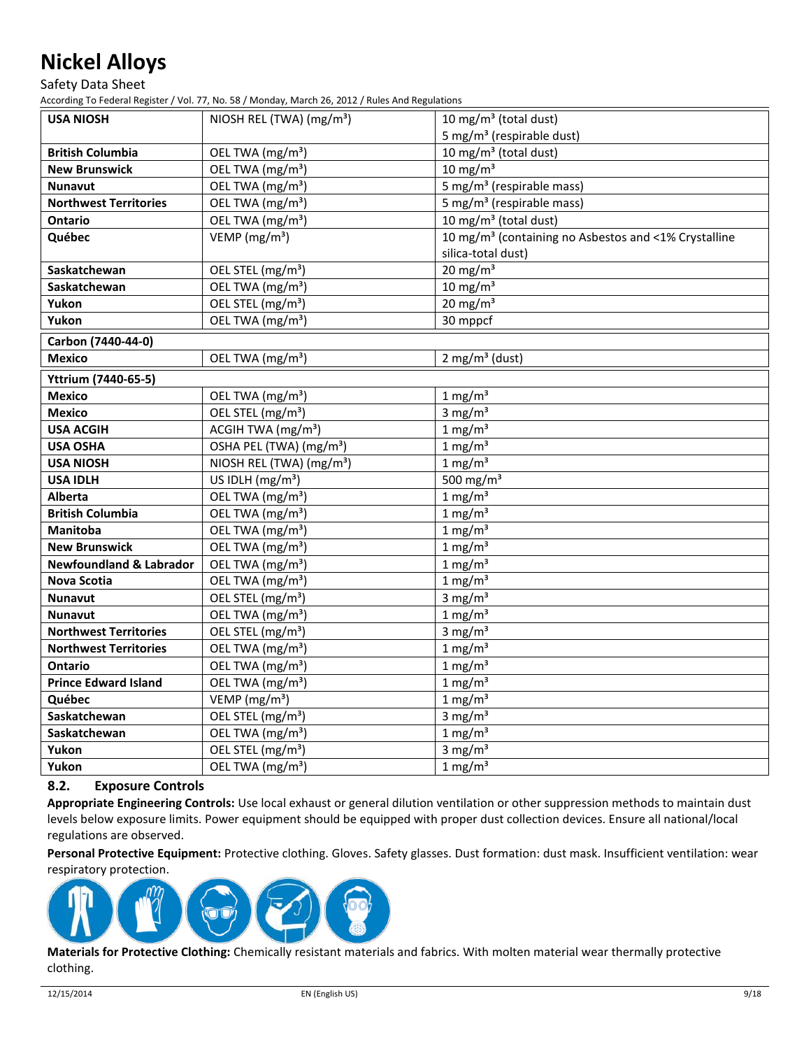| | | |
|---|---|---|
| **USA NIOSH** | NIOSH REL (TWA) (mg/m³) | 10 mg/m³ (total dust)<br>5 mg/m³ (respirable dust) |
| **British Columbia** | OEL TWA (mg/m³) | 10 mg/m³ (total dust) |
| **New Brunswick** | OEL TWA (mg/m³) | 10 mg/m³ |
| **Nunavut** | OEL TWA (mg/m³) | 5 mg/m³ (respirable mass) |
| **Northwest Territories** | OEL TWA (mg/m³) | 5 mg/m³ (respirable mass) |
| **Ontario** | OEL TWA (mg/m³) | 10 mg/m³ (total dust) |
| **Québec** | VEMP (mg/m³) | 10 mg/m³ (containing no Asbestos and <1% Crystalline silica-total dust) |
| **Saskatchewan** | OEL STEL (mg/m³) | 20 mg/m³ |
| **Saskatchewan** | OEL TWA (mg/m³) | 10 mg/m³ |
| **Yukon** | OEL STEL (mg/m³) | 20 mg/m³ |
| **Yukon** | OEL TWA (mg/m³) | 30 mppcf |
| **Carbon (7440-44-0)** | | |
| **Mexico** | OEL TWA (mg/m³) | 2 mg/m³ (dust) |
| **Yttrium (7440-65-5)** | | |
| **Mexico** | OEL TWA (mg/m³) | 1 mg/m³ |
| **Mexico** | OEL STEL (mg/m³) | 3 mg/m³ |
| **USA ACGIH** | ACGIH TWA (mg/m³) | 1 mg/m³ |
| **USA OSHA** | OSHA PEL (TWA) (mg/m³) | 1 mg/m³ |
| **USA NIOSH** | NIOSH REL (TWA) (mg/m³) | 1 mg/m³ |
| **USA IDLH** | US IDLH (mg/m³) | 500 mg/m³ |
| **Alberta** | OEL TWA (mg/m³) | 1 mg/m³ |
| **British Columbia** | OEL TWA (mg/m³) | 1 mg/m³ |
| **Manitoba** | OEL TWA (mg/m³) | 1 mg/m³ |
| **New Brunswick** | OEL TWA (mg/m³) | 1 mg/m³ |
| **Newfoundland & Labrador** | OEL TWA (mg/m³) | 1 mg/m³ |
| **Nova Scotia** | OEL TWA (mg/m³) | 1 mg/m³ |
| **Nunavut** | OEL STEL (mg/m³) | 3 mg/m³ |
| **Nunavut** | OEL TWA (mg/m³) | 1 mg/m³ |
| **Northwest Territories** | OEL STEL (mg/m³) | 3 mg/m³ |
| **Northwest Territories** | OEL TWA (mg/m³) | 1 mg/m³ |
| **Ontario** | OEL TWA (mg/m³) | 1 mg/m³ |
| **Prince Edward Island** | OEL TWA (mg/m³) | 1 mg/m³ |
| **Québec** | VEMP (mg/m³) | 1 mg/m³ |
| **Saskatchewan** | OEL STEL (mg/m³) | 3 mg/m³ |
| **Saskatchewan** | OEL TWA (mg/m³) | 1 mg/m³ |
| **Yukon** | OEL STEL (mg/m³) | 3 mg/m³ |
| **Yukon** | OEL TWA (mg/m³) | 1 mg/m³ |

### 8.2. Exposure Controls

**Appropriate Engineering Controls:** Use local exhaust or general dilution ventilation or other suppression methods to maintain dust levels below exposure limits. Power equipment should be equipped with proper dust collection devices. Ensure all national/local regulations are observed.

**Personal Protective Equipment:** Protective clothing. Gloves. Safety glasses. Dust formation: dust mask. Insufficient ventilation: wear respiratory protection.

**Materials for Protective Clothing:** Chemically resistant materials and fabrics. With molten material wear thermally protective clothing.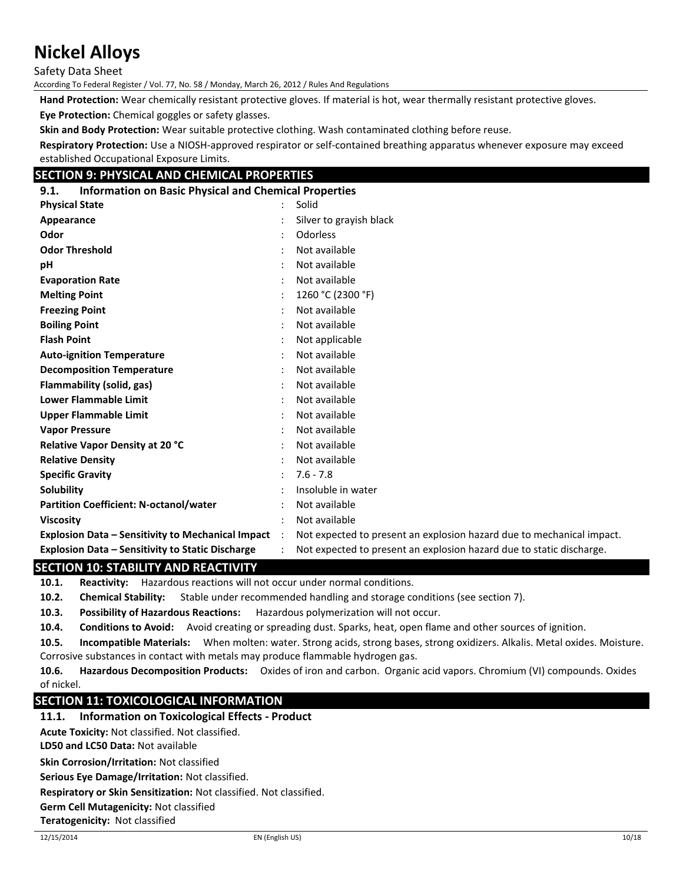**Hand Protection:** Wear chemically resistant protective gloves. If material is hot, wear thermally resistant protective gloves.

**Eye Protection:** Chemical goggles or safety glasses.

**Skin and Body Protection:** Wear suitable protective clothing. Wash contaminated clothing before reuse.

**Respiratory Protection:** Use a NIOSH-approved respirator or self-contained breathing apparatus whenever exposure may exceed established Occupational Exposure Limits.

## SECTION 9: PHYSICAL AND CHEMICAL PROPERTIES

### 9.1. Information on Basic Physical and Chemical Properties

| | | |
|---|---|---|
| **Physical State** | : | Solid |
| **Appearance** | : | Silver to grayish black |
| **Odor** | : | Odorless |
| **Odor Threshold** | : | Not available |
| **pH** | : | Not available |
| **Evaporation Rate** | : | Not available |
| **Melting Point** | : | 1260 °C (2300 °F) |
| **Freezing Point** | : | Not available |
| **Boiling Point** | : | Not available |
| **Flash Point** | : | Not applicable |
| **Auto-ignition Temperature** | : | Not available |
| **Decomposition Temperature** | : | Not available |
| **Flammability (solid, gas)** | : | Not available |
| **Lower Flammable Limit** | : | Not available |
| **Upper Flammable Limit** | : | Not available |
| **Vapor Pressure** | : | Not available |
| **Relative Vapor Density at 20 °C** | : | Not available |
| **Relative Density** | : | Not available |
| **Specific Gravity** | : | 7.6 - 7.8 |
| **Solubility** | : | Insoluble in water |
| **Partition Coefficient: N-octanol/water** | : | Not available |
| **Viscosity** | : | Not available |
| **Explosion Data – Sensitivity to Mechanical Impact** | : | Not expected to present an explosion hazard due to mechanical impact. |
| **Explosion Data – Sensitivity to Static Discharge** | : | Not expected to present an explosion hazard due to static discharge. |

## SECTION 10: STABILITY AND REACTIVITY

**10.1. Reactivity:** Hazardous reactions will not occur under normal conditions.

**10.2. Chemical Stability:** Stable under recommended handling and storage conditions (see section 7).

**10.3. Possibility of Hazardous Reactions:** Hazardous polymerization will not occur.

**10.4. Conditions to Avoid:** Avoid creating or spreading dust. Sparks, heat, open flame and other sources of ignition.

**10.5. Incompatible Materials:** When molten: water. Strong acids, strong bases, strong oxidizers. Alkalis. Metal oxides. Moisture. Corrosive substances in contact with metals may produce flammable hydrogen gas.

**10.6. Hazardous Decomposition Products:** Oxides of iron and carbon. Organic acid vapors. Chromium (VI) compounds. Oxides of nickel.

## SECTION 11: TOXICOLOGICAL INFORMATION

### 11.1. Information on Toxicological Effects - Product

**Acute Toxicity:** Not classified. Not classified.

**LD50 and LC50 Data:** Not available

**Skin Corrosion/Irritation:** Not classified

**Serious Eye Damage/Irritation:** Not classified.

**Respiratory or Skin Sensitization:** Not classified. Not classified.

**Germ Cell Mutagenicity:** Not classified

**Teratogenicity:** Not classified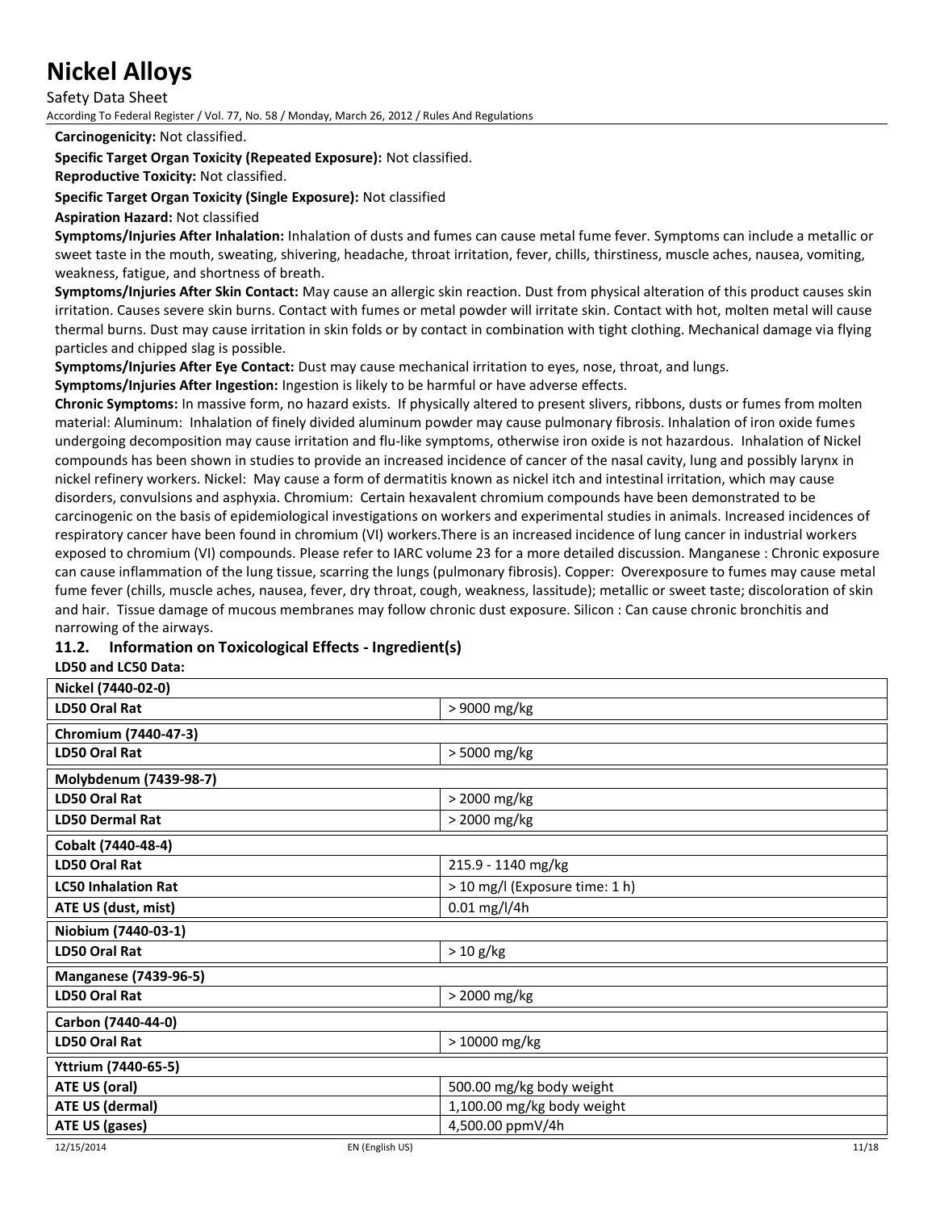**Carcinogenicity:** Not classified.

**Specific Target Organ Toxicity (Repeated Exposure):** Not classified.

**Reproductive Toxicity:** Not classified.

**Specific Target Organ Toxicity (Single Exposure):** Not classified

**Aspiration Hazard:** Not classified

**Symptoms/Injuries After Inhalation:** Inhalation of dusts and fumes can cause metal fume fever. Symptoms can include a metallic or sweet taste in the mouth, sweating, shivering, headache, throat irritation, fever, chills, thirstiness, muscle aches, nausea, vomiting, weakness, fatigue, and shortness of breath.

**Symptoms/Injuries After Skin Contact:** May cause an allergic skin reaction. Dust from physical alteration of this product causes skin irritation. Causes severe skin burns. Contact with fumes or metal powder will irritate skin. Contact with hot, molten metal will cause thermal burns. Dust may cause irritation in skin folds or by contact in combination with tight clothing. Mechanical damage via flying particles and chipped slag is possible.

**Symptoms/Injuries After Eye Contact:** Dust may cause mechanical irritation to eyes, nose, throat, and lungs.

**Symptoms/Injuries After Ingestion:** Ingestion is likely to be harmful or have adverse effects.

**Chronic Symptoms:** In massive form, no hazard exists. If physically altered to present slivers, ribbons, dusts or fumes from molten material: Aluminum: Inhalation of finely divided aluminum powder may cause pulmonary fibrosis. Inhalation of iron oxide fumes undergoing decomposition may cause irritation and flu-like symptoms, otherwise iron oxide is not hazardous. Inhalation of Nickel compounds has been shown in studies to provide an increased incidence of cancer of the nasal cavity, lung and possibly larynx in nickel refinery workers. Nickel: May cause a form of dermatitis known as nickel itch and intestinal irritation, which may cause disorders, convulsions and asphyxia. Chromium: Certain hexavalent chromium compounds have been demonstrated to be carcinogenic on the basis of epidemiological investigations on workers and experimental studies in animals. Increased incidences of respiratory cancer have been found in chromium (VI) workers.There is an increased incidence of lung cancer in industrial workers exposed to chromium (VI) compounds. Please refer to IARC volume 23 for a more detailed discussion. Manganese : Chronic exposure can cause inflammation of the lung tissue, scarring the lungs (pulmonary fibrosis). Copper: Overexposure to fumes may cause metal fume fever (chills, muscle aches, nausea, fever, dry throat, cough, weakness, lassitude); metallic or sweet taste; discoloration of skin and hair. Tissue damage of mucous membranes may follow chronic dust exposure. Silicon : Can cause chronic bronchitis and narrowing of the airways.

### 11.2. Information on Toxicological Effects - Ingredient(s)

**LD50 and LC50 Data:**

| **Nickel (7440-02-0)** | |
|---|---|
| **LD50 Oral Rat** | > 9000 mg/kg |
| **Chromium (7440-47-3)** | |
| **LD50 Oral Rat** | > 5000 mg/kg |
| **Molybdenum (7439-98-7)** | |
| **LD50 Oral Rat** | > 2000 mg/kg |
| **LD50 Dermal Rat** | > 2000 mg/kg |
| **Cobalt (7440-48-4)** | |
| **LD50 Oral Rat** | 215.9 - 1140 mg/kg |
| **LC50 Inhalation Rat** | > 10 mg/l (Exposure time: 1 h) |
| **ATE US (dust, mist)** | 0.01 mg/l/4h |
| **Niobium (7440-03-1)** | |
| **LD50 Oral Rat** | > 10 g/kg |
| **Manganese (7439-96-5)** | |
| **LD50 Oral Rat** | > 2000 mg/kg |
| **Carbon (7440-44-0)** | |
| **LD50 Oral Rat** | > 10000 mg/kg |
| **Yttrium (7440-65-5)** | |
| **ATE US (oral)** | 500.00 mg/kg body weight |
| **ATE US (dermal)** | 1,100.00 mg/kg body weight |
| **ATE US (gases)** | 4,500.00 ppmV/4h |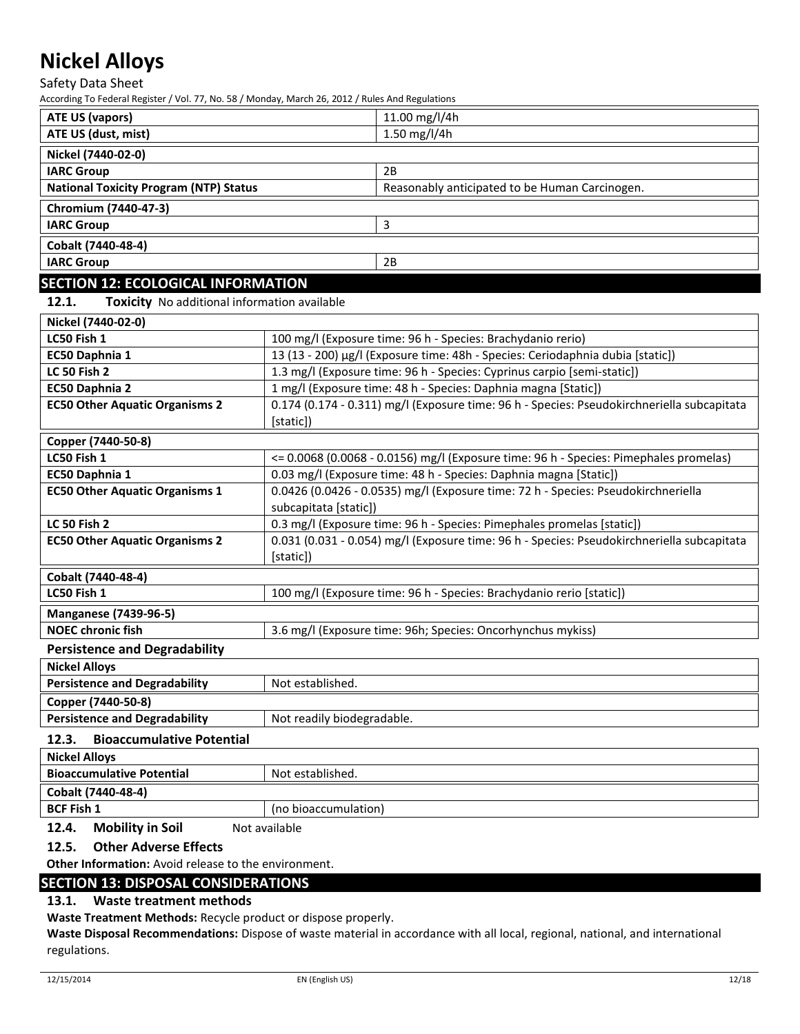| ATE US (vapors) | 11.00 mg/l/4h |
|---|---|
| ATE US (dust, mist) | 1.50 mg/l/4h |

| Nickel (7440-02-0) | |
|---|---|
| IARC Group | 2B |
| National Toxicity Program (NTP) Status | Reasonably anticipated to be Human Carcinogen. |

| Chromium (7440-47-3) | |
|---|---|
| IARC Group | 3 |

| Cobalt (7440-48-4) | |
|---|---|
| IARC Group | 2B |

## SECTION 12: ECOLOGICAL INFORMATION

**12.1. Toxicity** No additional information available

| Nickel (7440-02-0) | |
|---|---|
| LC50 Fish 1 | 100 mg/l (Exposure time: 96 h - Species: Brachydanio rerio) |
| EC50 Daphnia 1 | 13 (13 - 200) µg/l (Exposure time: 48h - Species: Ceriodaphnia dubia [static]) |
| LC 50 Fish 2 | 1.3 mg/l (Exposure time: 96 h - Species: Cyprinus carpio [semi-static]) |
| EC50 Daphnia 2 | 1 mg/l (Exposure time: 48 h - Species: Daphnia magna [Static]) |
| EC50 Other Aquatic Organisms 2 | 0.174 (0.174 - 0.311) mg/l (Exposure time: 96 h - Species: Pseudokirchneriella subcapitata [static]) |

| Copper (7440-50-8) | |
|---|---|
| LC50 Fish 1 | <= 0.0068 (0.0068 - 0.0156) mg/l (Exposure time: 96 h - Species: Pimephales promelas) |
| EC50 Daphnia 1 | 0.03 mg/l (Exposure time: 48 h - Species: Daphnia magna [Static]) |
| EC50 Other Aquatic Organisms 1 | 0.0426 (0.0426 - 0.0535) mg/l (Exposure time: 72 h - Species: Pseudokirchneriella subcapitata [static]) |
| LC 50 Fish 2 | 0.3 mg/l (Exposure time: 96 h - Species: Pimephales promelas [static]) |
| EC50 Other Aquatic Organisms 2 | 0.031 (0.031 - 0.054) mg/l (Exposure time: 96 h - Species: Pseudokirchneriella subcapitata [static]) |

| Cobalt (7440-48-4) | |
|---|---|
| LC50 Fish 1 | 100 mg/l (Exposure time: 96 h - Species: Brachydanio rerio [static]) |

| Manganese (7439-96-5) | |
|---|---|
| NOEC chronic fish | 3.6 mg/l (Exposure time: 96h; Species: Oncorhynchus mykiss) |

**Persistence and Degradability**

| Nickel Alloys | |
|---|---|
| Persistence and Degradability | Not established. |

| Copper (7440-50-8) | |
|---|---|
| Persistence and Degradability | Not readily biodegradable. |

**12.3. Bioaccumulative Potential**

| Nickel Alloys | |
|---|---|
| Bioaccumulative Potential | Not established. |

| Cobalt (7440-48-4) | |
|---|---|
| BCF Fish 1 | (no bioaccumulation) |

**12.4. Mobility in Soil** Not available

**12.5. Other Adverse Effects**

**Other Information:** Avoid release to the environment.

## SECTION 13: DISPOSAL CONSIDERATIONS

**13.1. Waste treatment methods**

**Waste Treatment Methods:** Recycle product or dispose properly.

**Waste Disposal Recommendations:** Dispose of waste material in accordance with all local, regional, national, and international regulations.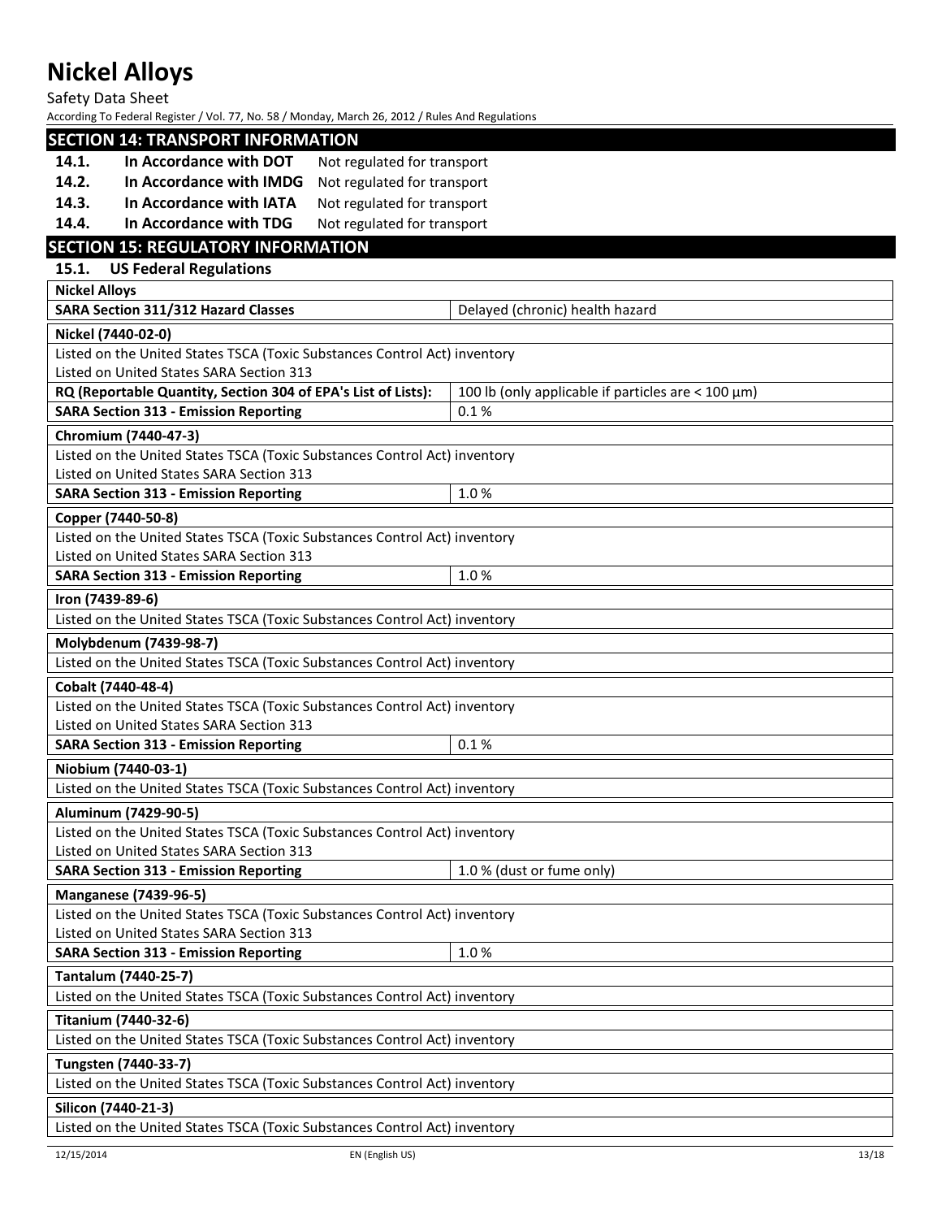## SECTION 14: TRANSPORT INFORMATION

| | | |
|---|---|---|
| **14.1.** | **In Accordance with DOT** | Not regulated for transport |
| **14.2.** | **In Accordance with IMDG** | Not regulated for transport |
| **14.3.** | **In Accordance with IATA** | Not regulated for transport |
| **14.4.** | **In Accordance with TDG** | Not regulated for transport |

## SECTION 15: REGULATORY INFORMATION

### 15.1. US Federal Regulations

| **Nickel Alloys** | |
|---|---|
| **SARA Section 311/312 Hazard Classes** | Delayed (chronic) health hazard |

| **Nickel (7440-02-0)** | |
|---|---|
| Listed on the United States TSCA (Toxic Substances Control Act) inventory<br>Listed on United States SARA Section 313 | |
| **RQ (Reportable Quantity, Section 304 of EPA's List of Lists):** | 100 lb (only applicable if particles are < 100 µm) |
| **SARA Section 313 - Emission Reporting** | 0.1 % |

| **Chromium (7440-47-3)** | |
|---|---|
| Listed on the United States TSCA (Toxic Substances Control Act) inventory<br>Listed on United States SARA Section 313 | |
| **SARA Section 313 - Emission Reporting** | 1.0 % |

| **Copper (7440-50-8)** | |
|---|---|
| Listed on the United States TSCA (Toxic Substances Control Act) inventory<br>Listed on United States SARA Section 313 | |
| **SARA Section 313 - Emission Reporting** | 1.0 % |

| **Iron (7439-89-6)** |
|---|
| Listed on the United States TSCA (Toxic Substances Control Act) inventory |

| **Molybdenum (7439-98-7)** |
|---|
| Listed on the United States TSCA (Toxic Substances Control Act) inventory |

| **Cobalt (7440-48-4)** | |
|---|---|
| Listed on the United States TSCA (Toxic Substances Control Act) inventory<br>Listed on United States SARA Section 313 | |
| **SARA Section 313 - Emission Reporting** | 0.1 % |

| **Niobium (7440-03-1)** |
|---|
| Listed on the United States TSCA (Toxic Substances Control Act) inventory |

| **Aluminum (7429-90-5)** | |
|---|---|
| Listed on the United States TSCA (Toxic Substances Control Act) inventory<br>Listed on United States SARA Section 313 | |
| **SARA Section 313 - Emission Reporting** | 1.0 % (dust or fume only) |

| **Manganese (7439-96-5)** | |
|---|---|
| Listed on the United States TSCA (Toxic Substances Control Act) inventory<br>Listed on United States SARA Section 313 | |
| **SARA Section 313 - Emission Reporting** | 1.0 % |

| **Tantalum (7440-25-7)** |
|---|
| Listed on the United States TSCA (Toxic Substances Control Act) inventory |

| **Titanium (7440-32-6)** |
|---|
| Listed on the United States TSCA (Toxic Substances Control Act) inventory |

| **Tungsten (7440-33-7)** |
|---|
| Listed on the United States TSCA (Toxic Substances Control Act) inventory |

| **Silicon (7440-21-3)** |
|---|
| Listed on the United States TSCA (Toxic Substances Control Act) inventory |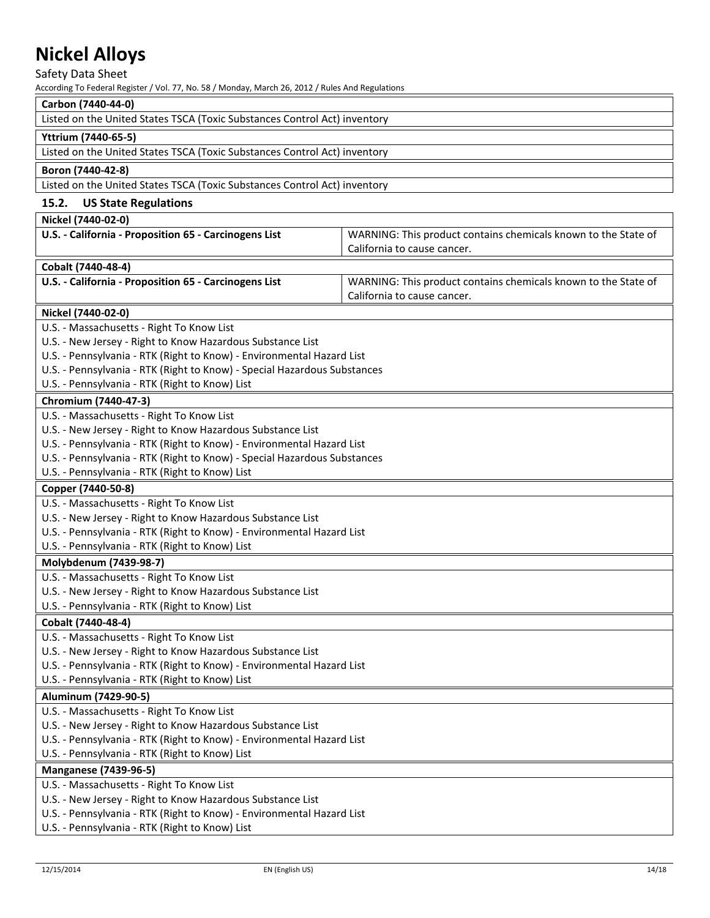| Carbon (7440-44-0) |
| --- |
| Listed on the United States TSCA (Toxic Substances Control Act) inventory |

| Yttrium (7440-65-5) |
| --- |
| Listed on the United States TSCA (Toxic Substances Control Act) inventory |

| Boron (7440-42-8) |
| --- |
| Listed on the United States TSCA (Toxic Substances Control Act) inventory |

### 15.2. US State Regulations

| Nickel (7440-02-0) | |
| --- | --- |
| **U.S. - California - Proposition 65 - Carcinogens List** | WARNING: This product contains chemicals known to the State of California to cause cancer. |

| Cobalt (7440-48-4) | |
| --- | --- |
| **U.S. - California - Proposition 65 - Carcinogens List** | WARNING: This product contains chemicals known to the State of California to cause cancer. |

| Nickel (7440-02-0) |
| --- |
| U.S. - Massachusetts - Right To Know List |
| U.S. - New Jersey - Right to Know Hazardous Substance List |
| U.S. - Pennsylvania - RTK (Right to Know) - Environmental Hazard List |
| U.S. - Pennsylvania - RTK (Right to Know) - Special Hazardous Substances |
| U.S. - Pennsylvania - RTK (Right to Know) List |

| Chromium (7440-47-3) |
| --- |
| U.S. - Massachusetts - Right To Know List |
| U.S. - New Jersey - Right to Know Hazardous Substance List |
| U.S. - Pennsylvania - RTK (Right to Know) - Environmental Hazard List |
| U.S. - Pennsylvania - RTK (Right to Know) - Special Hazardous Substances |
| U.S. - Pennsylvania - RTK (Right to Know) List |

| Copper (7440-50-8) |
| --- |
| U.S. - Massachusetts - Right To Know List |
| U.S. - New Jersey - Right to Know Hazardous Substance List |
| U.S. - Pennsylvania - RTK (Right to Know) - Environmental Hazard List |
| U.S. - Pennsylvania - RTK (Right to Know) List |

| Molybdenum (7439-98-7) |
| --- |
| U.S. - Massachusetts - Right To Know List |
| U.S. - New Jersey - Right to Know Hazardous Substance List |
| U.S. - Pennsylvania - RTK (Right to Know) List |

| Cobalt (7440-48-4) |
| --- |
| U.S. - Massachusetts - Right To Know List |
| U.S. - New Jersey - Right to Know Hazardous Substance List |
| U.S. - Pennsylvania - RTK (Right to Know) - Environmental Hazard List |
| U.S. - Pennsylvania - RTK (Right to Know) List |

| Aluminum (7429-90-5) |
| --- |
| U.S. - Massachusetts - Right To Know List |
| U.S. - New Jersey - Right to Know Hazardous Substance List |
| U.S. - Pennsylvania - RTK (Right to Know) - Environmental Hazard List |
| U.S. - Pennsylvania - RTK (Right to Know) List |

| Manganese (7439-96-5) |
| --- |
| U.S. - Massachusetts - Right To Know List |
| U.S. - New Jersey - Right to Know Hazardous Substance List |
| U.S. - Pennsylvania - RTK (Right to Know) - Environmental Hazard List |
| U.S. - Pennsylvania - RTK (Right to Know) List |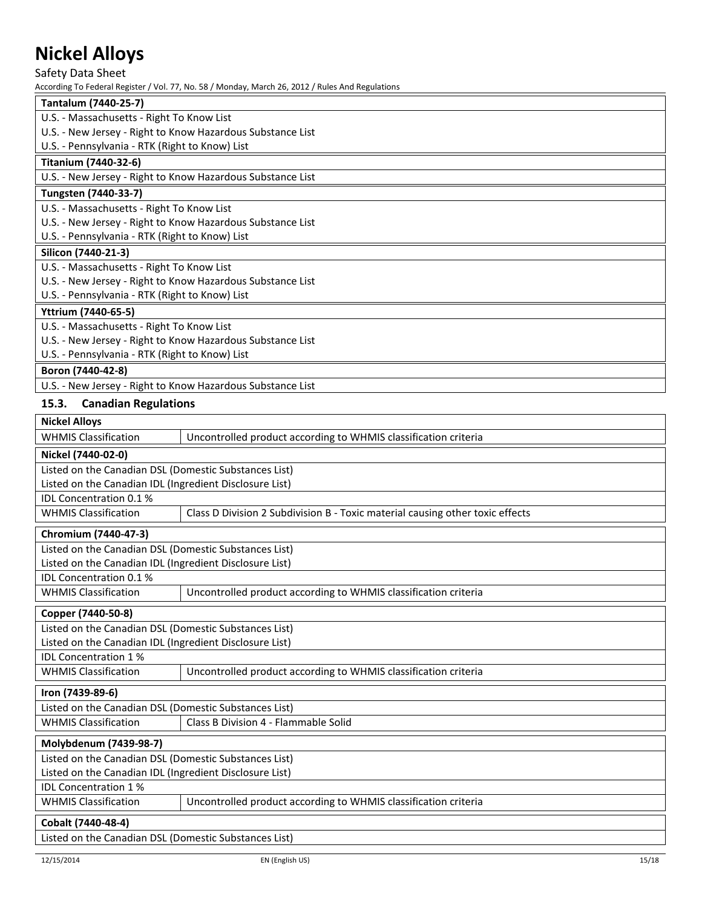| Tantalum (7440-25-7) |
|---|
| U.S. - Massachusetts - Right To Know List |
| U.S. - New Jersey - Right to Know Hazardous Substance List |
| U.S. - Pennsylvania - RTK (Right to Know) List |

| Titanium (7440-32-6) |
|---|
| U.S. - New Jersey - Right to Know Hazardous Substance List |

| Tungsten (7440-33-7) |
|---|
| U.S. - Massachusetts - Right To Know List |
| U.S. - New Jersey - Right to Know Hazardous Substance List |
| U.S. - Pennsylvania - RTK (Right to Know) List |

| Silicon (7440-21-3) |
|---|
| U.S. - Massachusetts - Right To Know List |
| U.S. - New Jersey - Right to Know Hazardous Substance List |
| U.S. - Pennsylvania - RTK (Right to Know) List |

| Yttrium (7440-65-5) |
|---|
| U.S. - Massachusetts - Right To Know List |
| U.S. - New Jersey - Right to Know Hazardous Substance List |
| U.S. - Pennsylvania - RTK (Right to Know) List |

| Boron (7440-42-8) |
|---|
| U.S. - New Jersey - Right to Know Hazardous Substance List |

## 15.3. Canadian Regulations

| Nickel Alloys | |
|---|---|
| WHMIS Classification | Uncontrolled product according to WHMIS classification criteria |

| Nickel (7440-02-0) | |
|---|---|
| Listed on the Canadian DSL (Domestic Substances List) | |
| Listed on the Canadian IDL (Ingredient Disclosure List) | |
| IDL Concentration 0.1 % | |
| WHMIS Classification | Class D Division 2 Subdivision B - Toxic material causing other toxic effects |

| Chromium (7440-47-3) | |
|---|---|
| Listed on the Canadian DSL (Domestic Substances List) | |
| Listed on the Canadian IDL (Ingredient Disclosure List) | |
| IDL Concentration 0.1 % | |
| WHMIS Classification | Uncontrolled product according to WHMIS classification criteria |

| Copper (7440-50-8) | |
|---|---|
| Listed on the Canadian DSL (Domestic Substances List) | |
| Listed on the Canadian IDL (Ingredient Disclosure List) | |
| IDL Concentration 1 % | |
| WHMIS Classification | Uncontrolled product according to WHMIS classification criteria |

| Iron (7439-89-6) | |
|---|---|
| Listed on the Canadian DSL (Domestic Substances List) | |
| WHMIS Classification | Class B Division 4 - Flammable Solid |

| Molybdenum (7439-98-7) | |
|---|---|
| Listed on the Canadian DSL (Domestic Substances List) | |
| Listed on the Canadian IDL (Ingredient Disclosure List) | |
| IDL Concentration 1 % | |
| WHMIS Classification | Uncontrolled product according to WHMIS classification criteria |

| Cobalt (7440-48-4) |
|---|
| Listed on the Canadian DSL (Domestic Substances List) |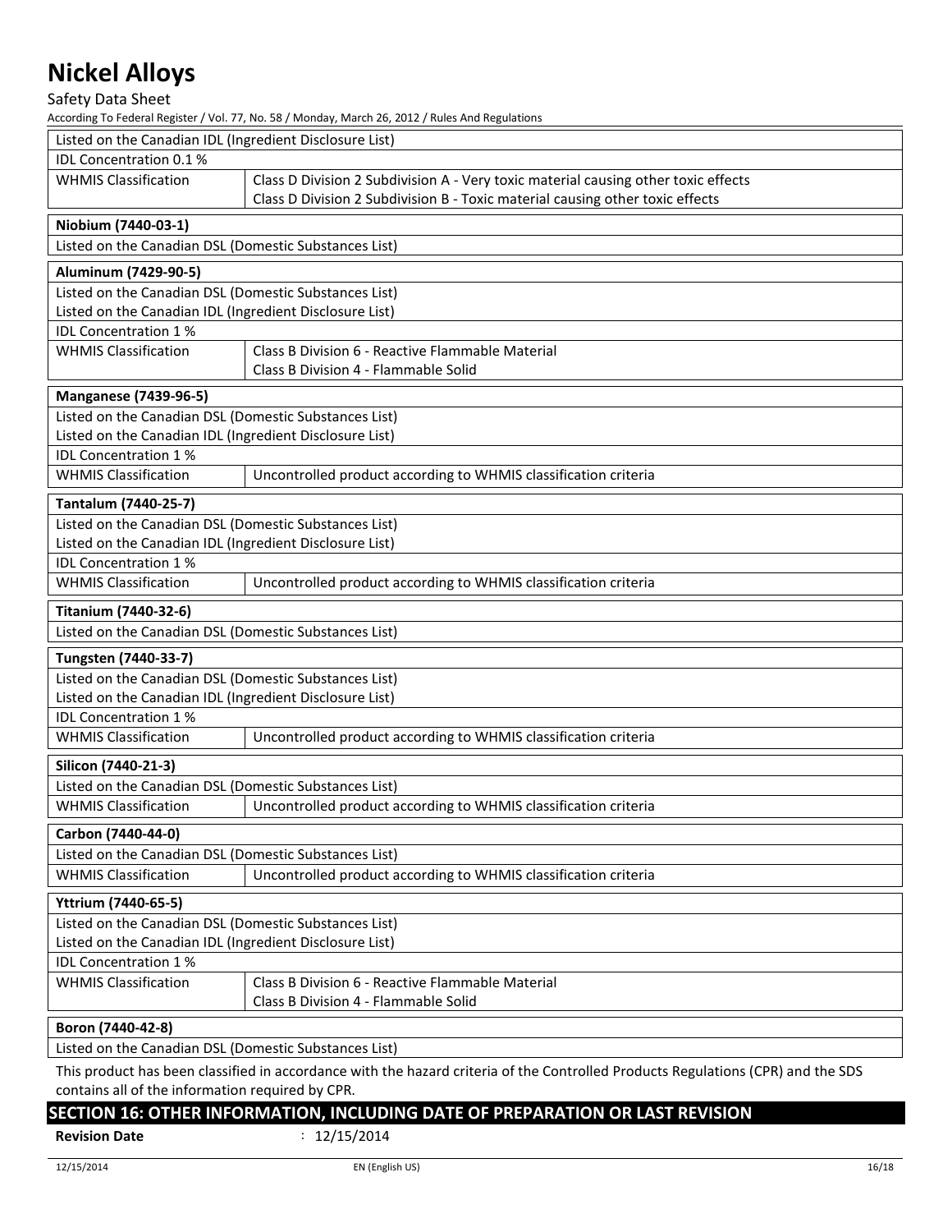| Listed on the Canadian IDL (Ingredient Disclosure List) | |
|---|---|
| IDL Concentration 0.1 % | |
| WHMIS Classification | Class D Division 2 Subdivision A - Very toxic material causing other toxic effects<br>Class D Division 2 Subdivision B - Toxic material causing other toxic effects |

| **Niobium (7440-03-1)** |
|---|
| Listed on the Canadian DSL (Domestic Substances List) |

| **Aluminum (7429-90-5)** | |
|---|---|
| Listed on the Canadian DSL (Domestic Substances List) | |
| Listed on the Canadian IDL (Ingredient Disclosure List) | |
| IDL Concentration 1 % | |
| WHMIS Classification | Class B Division 6 - Reactive Flammable Material<br>Class B Division 4 - Flammable Solid |

| **Manganese (7439-96-5)** | |
|---|---|
| Listed on the Canadian DSL (Domestic Substances List) | |
| Listed on the Canadian IDL (Ingredient Disclosure List) | |
| IDL Concentration 1 % | |
| WHMIS Classification | Uncontrolled product according to WHMIS classification criteria |

| **Tantalum (7440-25-7)** | |
|---|---|
| Listed on the Canadian DSL (Domestic Substances List) | |
| Listed on the Canadian IDL (Ingredient Disclosure List) | |
| IDL Concentration 1 % | |
| WHMIS Classification | Uncontrolled product according to WHMIS classification criteria |

| **Titanium (7440-32-6)** |
|---|
| Listed on the Canadian DSL (Domestic Substances List) |

| **Tungsten (7440-33-7)** | |
|---|---|
| Listed on the Canadian DSL (Domestic Substances List) | |
| Listed on the Canadian IDL (Ingredient Disclosure List) | |
| IDL Concentration 1 % | |
| WHMIS Classification | Uncontrolled product according to WHMIS classification criteria |

| **Silicon (7440-21-3)** | |
|---|---|
| Listed on the Canadian DSL (Domestic Substances List) | |
| WHMIS Classification | Uncontrolled product according to WHMIS classification criteria |

| **Carbon (7440-44-0)** | |
|---|---|
| Listed on the Canadian DSL (Domestic Substances List) | |
| WHMIS Classification | Uncontrolled product according to WHMIS classification criteria |

| **Yttrium (7440-65-5)** | |
|---|---|
| Listed on the Canadian DSL (Domestic Substances List) | |
| Listed on the Canadian IDL (Ingredient Disclosure List) | |
| IDL Concentration 1 % | |
| WHMIS Classification | Class B Division 6 - Reactive Flammable Material<br>Class B Division 4 - Flammable Solid |

| **Boron (7440-42-8)** |
|---|
| Listed on the Canadian DSL (Domestic Substances List) |

This product has been classified in accordance with the hazard criteria of the Controlled Products Regulations (CPR) and the SDS contains all of the information required by CPR.

## SECTION 16: OTHER INFORMATION, INCLUDING DATE OF PREPARATION OR LAST REVISION

**Revision Date** : 12/15/2014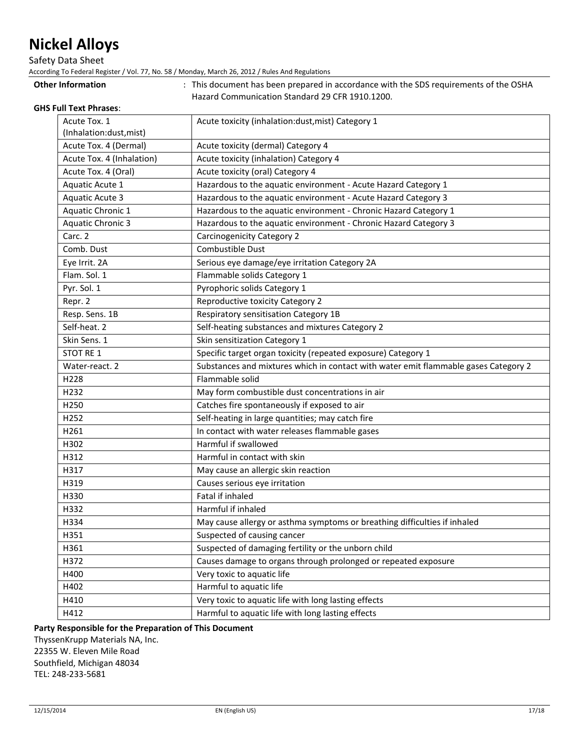**Other Information** : This document has been prepared in accordance with the SDS requirements of the OSHA Hazard Communication Standard 29 CFR 1910.1200.

**GHS Full Text Phrases**:

| | |
|---|---|
| Acute Tox. 1 (Inhalation:dust,mist) | Acute toxicity (inhalation:dust,mist) Category 1 |
| Acute Tox. 4 (Dermal) | Acute toxicity (dermal) Category 4 |
| Acute Tox. 4 (Inhalation) | Acute toxicity (inhalation) Category 4 |
| Acute Tox. 4 (Oral) | Acute toxicity (oral) Category 4 |
| Aquatic Acute 1 | Hazardous to the aquatic environment - Acute Hazard Category 1 |
| Aquatic Acute 3 | Hazardous to the aquatic environment - Acute Hazard Category 3 |
| Aquatic Chronic 1 | Hazardous to the aquatic environment - Chronic Hazard Category 1 |
| Aquatic Chronic 3 | Hazardous to the aquatic environment - Chronic Hazard Category 3 |
| Carc. 2 | Carcinogenicity Category 2 |
| Comb. Dust | Combustible Dust |
| Eye Irrit. 2A | Serious eye damage/eye irritation Category 2A |
| Flam. Sol. 1 | Flammable solids Category 1 |
| Pyr. Sol. 1 | Pyrophoric solids Category 1 |
| Repr. 2 | Reproductive toxicity Category 2 |
| Resp. Sens. 1B | Respiratory sensitisation Category 1B |
| Self-heat. 2 | Self-heating substances and mixtures Category 2 |
| Skin Sens. 1 | Skin sensitization Category 1 |
| STOT RE 1 | Specific target organ toxicity (repeated exposure) Category 1 |
| Water-react. 2 | Substances and mixtures which in contact with water emit flammable gases Category 2 |
| H228 | Flammable solid |
| H232 | May form combustible dust concentrations in air |
| H250 | Catches fire spontaneously if exposed to air |
| H252 | Self-heating in large quantities; may catch fire |
| H261 | In contact with water releases flammable gases |
| H302 | Harmful if swallowed |
| H312 | Harmful in contact with skin |
| H317 | May cause an allergic skin reaction |
| H319 | Causes serious eye irritation |
| H330 | Fatal if inhaled |
| H332 | Harmful if inhaled |
| H334 | May cause allergy or asthma symptoms or breathing difficulties if inhaled |
| H351 | Suspected of causing cancer |
| H361 | Suspected of damaging fertility or the unborn child |
| H372 | Causes damage to organs through prolonged or repeated exposure |
| H400 | Very toxic to aquatic life |
| H402 | Harmful to aquatic life |
| H410 | Very toxic to aquatic life with long lasting effects |
| H412 | Harmful to aquatic life with long lasting effects |

**Party Responsible for the Preparation of This Document**

ThyssenKrupp Materials NA, Inc.
22355 W. Eleven Mile Road
Southfield, Michigan 48034
TEL: 248-233-5681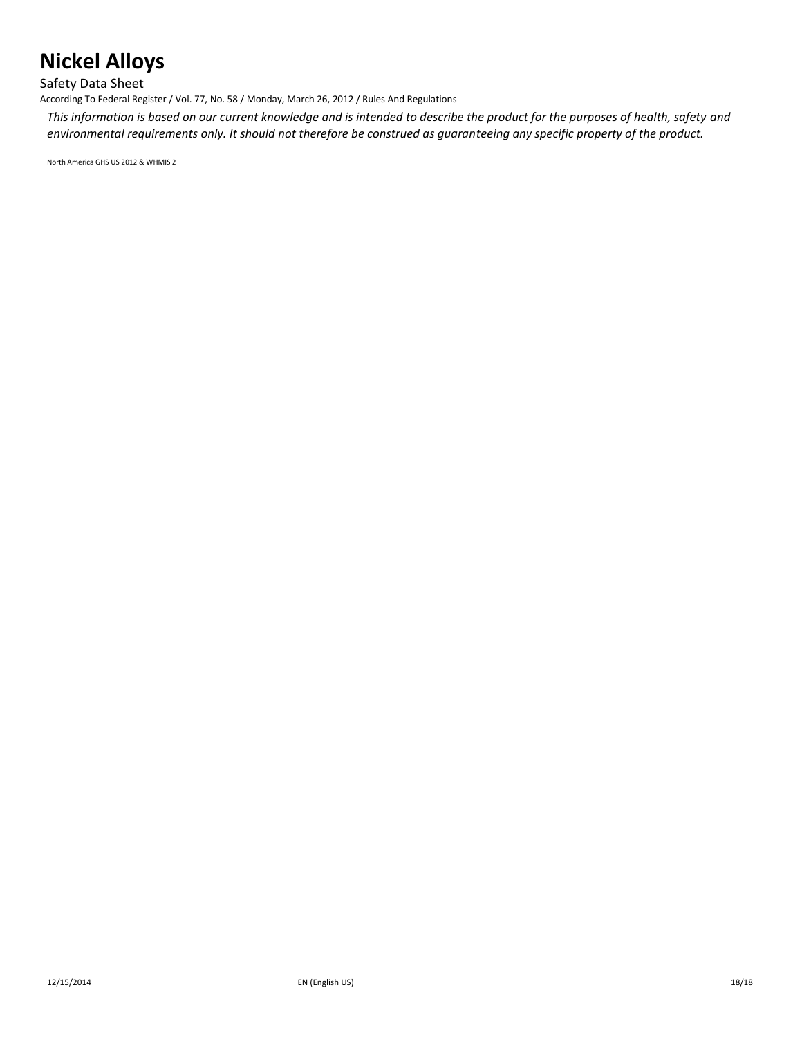*This information is based on our current knowledge and is intended to describe the product for the purposes of health, safety and environmental requirements only. It should not therefore be construed as guaranteeing any specific property of the product.*

North America GHS US 2012 & WHMIS 2